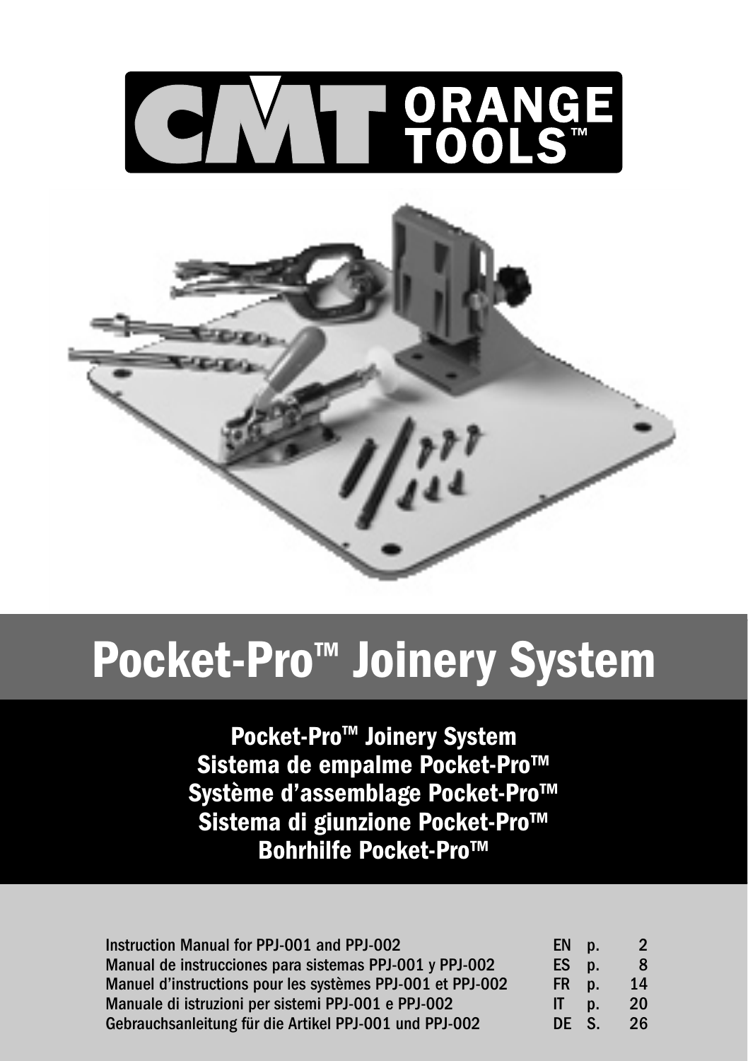# CMT ORANGE TOOLS™

# Pocket-Pro™ Joinery System

**Pocket-Pro™ Joinery System**
**Sistema de empalme Pocket-Pro™**
**Système d'assemblage Pocket-Pro™**
**Sistema di giunzione Pocket-Pro™**
**Bohrhilfe Pocket-Pro™**

| | | | |
|---|---|---|---|
| Instruction Manual for PPJ-001 and PPJ-002 | EN | p. | 2 |
| Manual de instrucciones para sistemas PPJ-001 y PPJ-002 | ES | p. | 8 |
| Manuel d'instructions pour les systèmes PPJ-001 et PPJ-002 | FR | p. | 14 |
| Manuale di istruzioni per sistemi PPJ-001 e PPJ-002 | IT | p. | 20 |
| Gebrauchsanleitung für die Artikel PPJ-001 und PPJ-002 | DE | S. | 26 |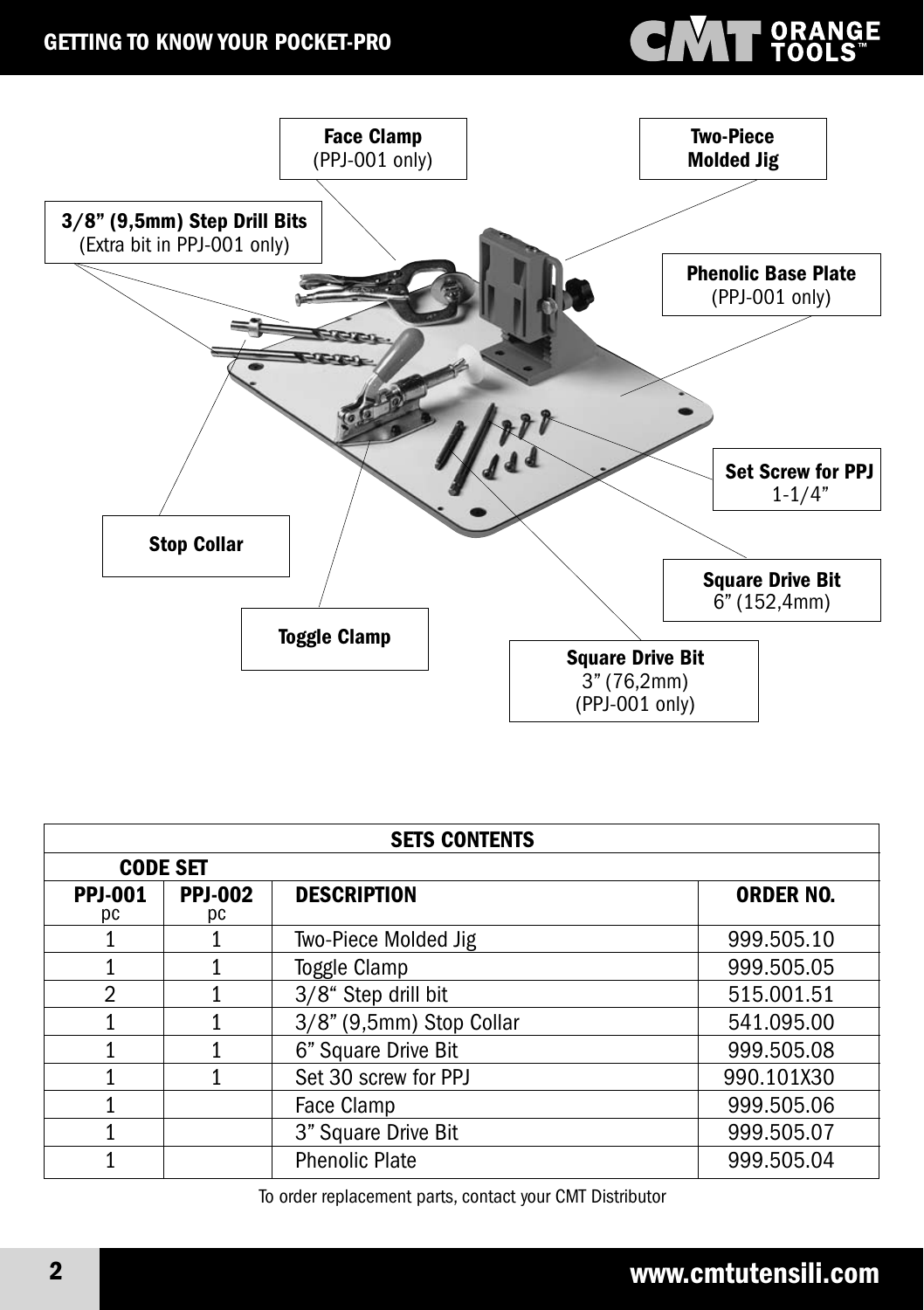# GETTING TO KNOW YOUR POCKET-PRO

**Face Clamp** (PPJ-001 only)

**Two-Piece Molded Jig**

**3/8" (9,5mm) Step Drill Bits** (Extra bit in PPJ-001 only)

**Phenolic Base Plate** (PPJ-001 only)

**Set Screw for PPJ** 1-1/4"

**Stop Collar**

**Square Drive Bit** 6" (152,4mm)

**Toggle Clamp**

**Square Drive Bit** 3" (76,2mm) (PPJ-001 only)

| SETS CONTENTS | | | |
|---|---|---|---|
| CODE SET | | | |
| PPJ-001 pc | PPJ-002 pc | DESCRIPTION | ORDER NO. |
| 1 | 1 | Two-Piece Molded Jig | 999.505.10 |
| 1 | 1 | Toggle Clamp | 999.505.05 |
| 2 | 1 | 3/8" Step drill bit | 515.001.51 |
| 1 | 1 | 3/8" (9,5mm) Stop Collar | 541.095.00 |
| 1 | 1 | 6" Square Drive Bit | 999.505.08 |
| 1 | 1 | Set 30 screw for PPJ | 990.101X30 |
| 1 | | Face Clamp | 999.505.06 |
| 1 | | 3" Square Drive Bit | 999.505.07 |
| 1 | | Phenolic Plate | 999.505.04 |

To order replacement parts, contact your CMT Distributor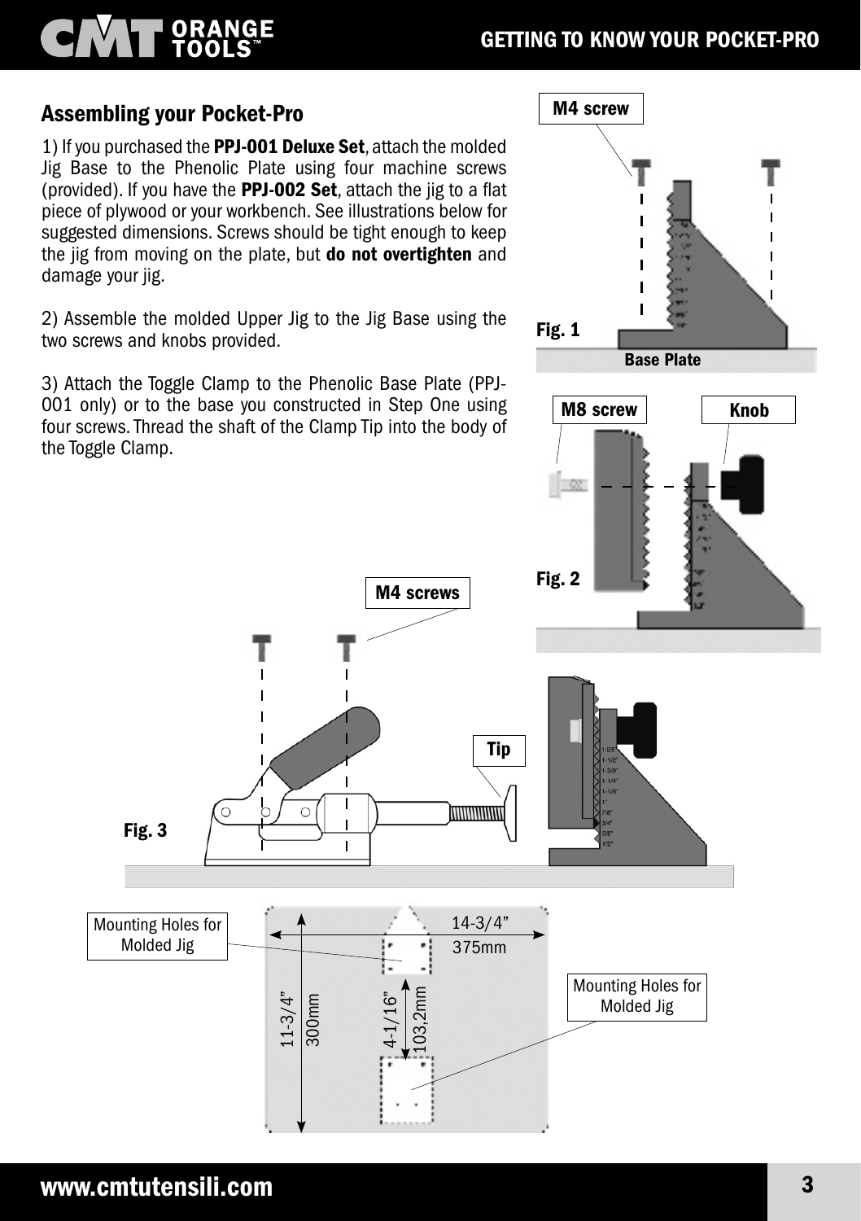## Assembling your Pocket-Pro

1) If you purchased the **PPJ-001 Deluxe Set**, attach the molded Jig Base to the Phenolic Plate using four machine screws (provided). If you have the **PPJ-002 Set**, attach the jig to a flat piece of plywood or your workbench. See illustrations below for suggested dimensions. Screws should be tight enough to keep the jig from moving on the plate, but **do not overtighten** and damage your jig.

2) Assemble the molded Upper Jig to the Jig Base using the two screws and knobs provided.

3) Attach the Toggle Clamp to the Phenolic Base Plate (PPJ-001 only) or to the base you constructed in Step One using four screws. Thread the shaft of the Clamp Tip into the body of the Toggle Clamp.

M4 screw

Fig. 1

Base Plate

M8 screw

Knob

Fig. 2

M4 screws

Tip

Fig. 3

Mounting Holes for Molded Jig

14-3/4" 375mm

11-3/4" 300mm

4-1/16" 103,2mm

Mounting Holes for Molded Jig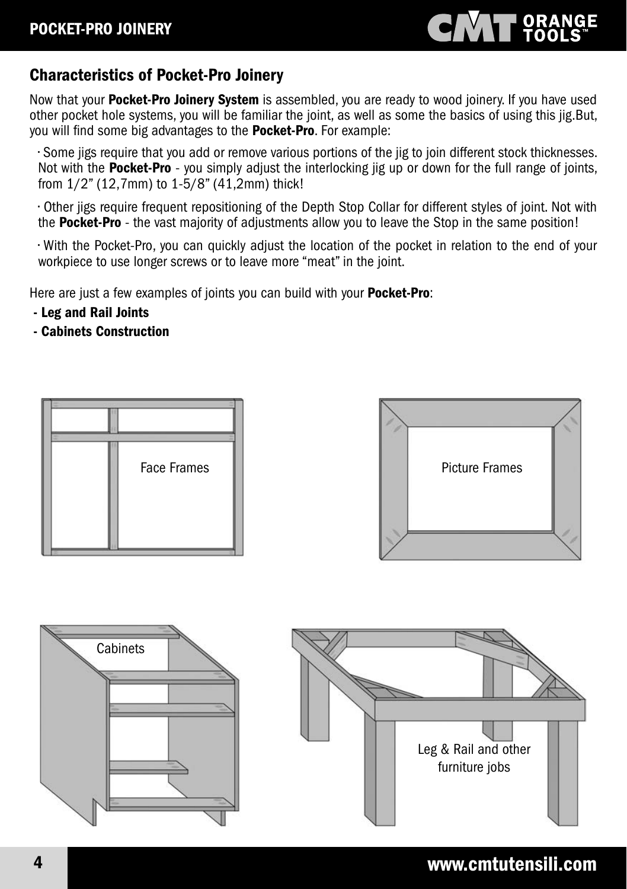## Characteristics of Pocket-Pro Joinery

Now that your **Pocket-Pro Joinery System** is assembled, you are ready to wood joinery. If you have used other pocket hole systems, you will be familiar the joint, as well as some the basics of using this jig.But, you will find some big advantages to the **Pocket-Pro**. For example:

- Some jigs require that you add or remove various portions of the jig to join different stock thicknesses. Not with the **Pocket-Pro** - you simply adjust the interlocking jig up or down for the full range of joints, from 1/2" (12,7mm) to 1-5/8" (41,2mm) thick!
- Other jigs require frequent repositioning of the Depth Stop Collar for different styles of joint. Not with the **Pocket-Pro** - the vast majority of adjustments allow you to leave the Stop in the same position!
- With the Pocket-Pro, you can quickly adjust the location of the pocket in relation to the end of your workpiece to use longer screws or to leave more "meat" in the joint.

Here are just a few examples of joints you can build with your **Pocket-Pro**:

- **Leg and Rail Joints**
- **Cabinets Construction**

Face Frames

Picture Frames

Cabinets

Leg & Rail and other furniture jobs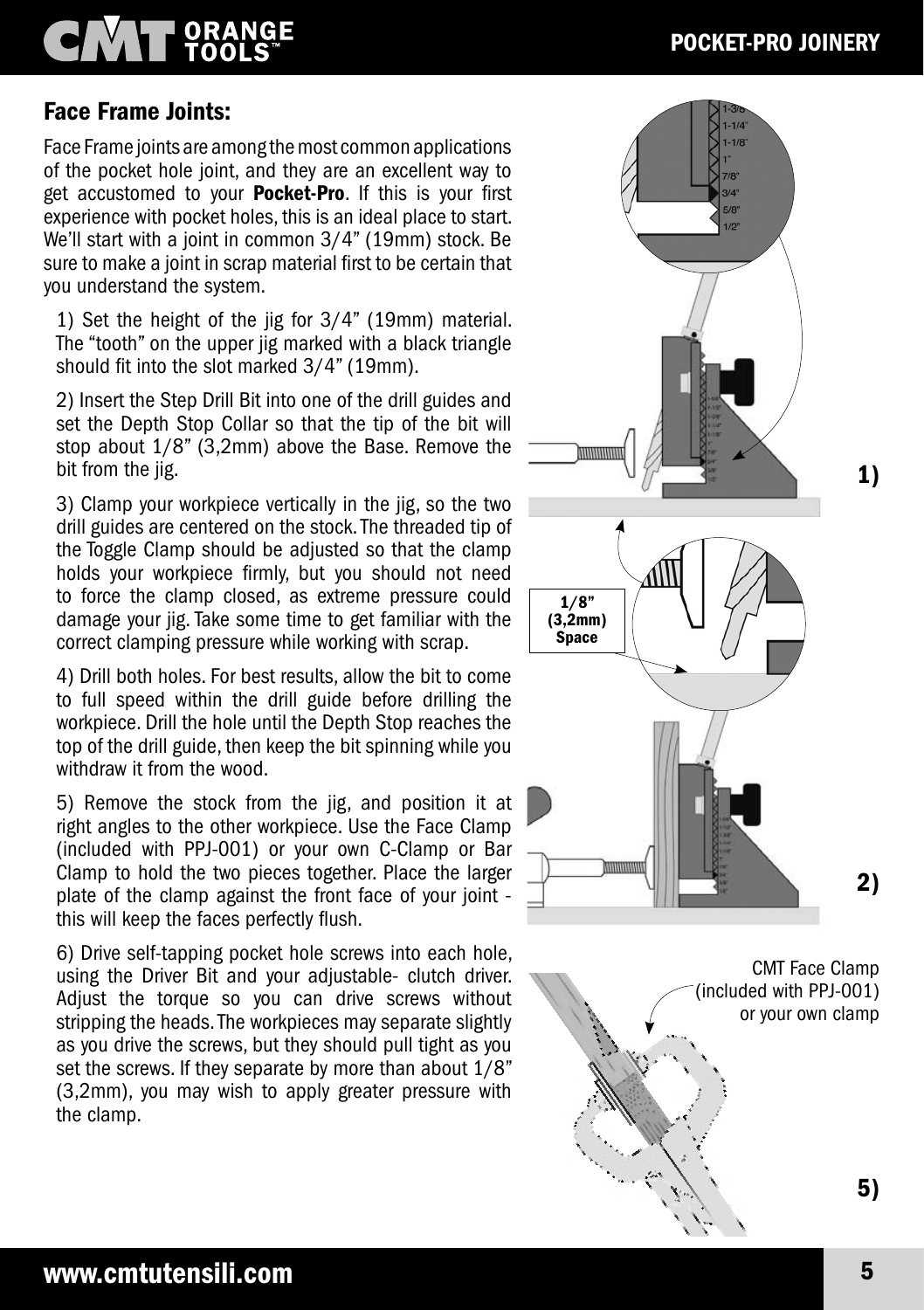## Face Frame Joints:

Face Frame joints are among the most common applications of the pocket hole joint, and they are an excellent way to get accustomed to your **Pocket-Pro**. If this is your first experience with pocket holes, this is an ideal place to start. We'll start with a joint in common 3/4" (19mm) stock. Be sure to make a joint in scrap material first to be certain that you understand the system.

1) Set the height of the jig for 3/4" (19mm) material. The "tooth" on the upper jig marked with a black triangle should fit into the slot marked 3/4" (19mm).

2) Insert the Step Drill Bit into one of the drill guides and set the Depth Stop Collar so that the tip of the bit will stop about 1/8" (3,2mm) above the Base. Remove the bit from the jig.

3) Clamp your workpiece vertically in the jig, so the two drill guides are centered on the stock. The threaded tip of the Toggle Clamp should be adjusted so that the clamp holds your workpiece firmly, but you should not need to force the clamp closed, as extreme pressure could damage your jig. Take some time to get familiar with the correct clamping pressure while working with scrap.

4) Drill both holes. For best results, allow the bit to come to full speed within the drill guide before drilling the workpiece. Drill the hole until the Depth Stop reaches the top of the drill guide, then keep the bit spinning while you withdraw it from the wood.

5) Remove the stock from the jig, and position it at right angles to the other workpiece. Use the Face Clamp (included with PPJ-001) or your own C-Clamp or Bar Clamp to hold the two pieces together. Place the larger plate of the clamp against the front face of your joint - this will keep the faces perfectly flush.

6) Drive self-tapping pocket hole screws into each hole, using the Driver Bit and your adjustable- clutch driver. Adjust the torque so you can drive screws without stripping the heads. The workpieces may separate slightly as you drive the screws, but they should pull tight as you set the screws. If they separate by more than about 1/8" (3,2mm), you may wish to apply greater pressure with the clamp.

1/8" (3,2mm) Space

1)

2)

CMT Face Clamp (included with PPJ-001) or your own clamp

5)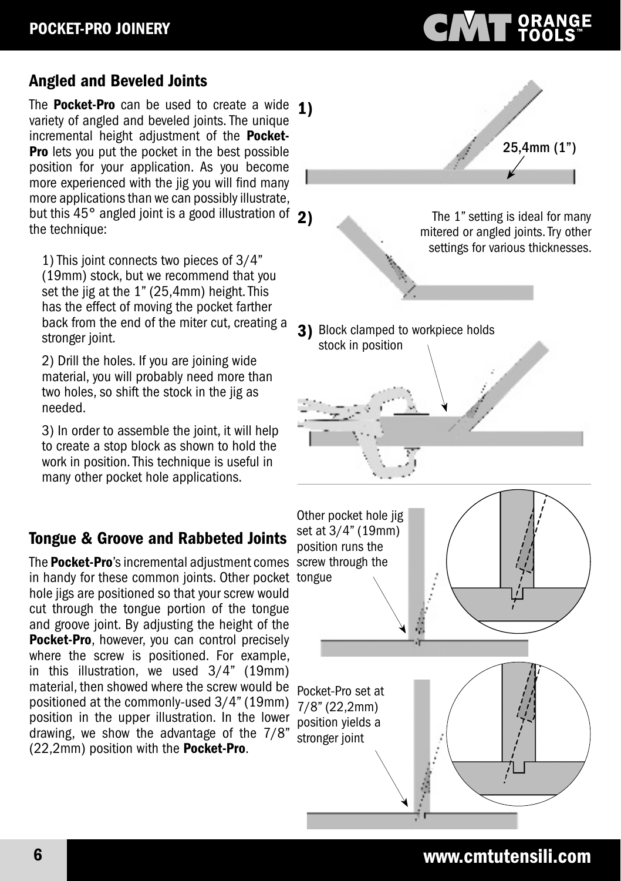## Angled and Beveled Joints

The **Pocket-Pro** can be used to create a wide variety of angled and beveled joints. The unique incremental height adjustment of the **Pocket-Pro** lets you put the pocket in the best possible position for your application. As you become more experienced with the jig you will find many more applications than we can possibly illustrate, but this 45° angled joint is a good illustration of the technique:

1) This joint connects two pieces of 3/4" (19mm) stock, but we recommend that you set the jig at the 1" (25,4mm) height. This has the effect of moving the pocket farther back from the end of the miter cut, creating a stronger joint.

2) Drill the holes. If you are joining wide material, you will probably need more than two holes, so shift the stock in the jig as needed.

3) In order to assemble the joint, it will help to create a stop block as shown to hold the work in position. This technique is useful in many other pocket hole applications.

**1)** 25,4mm (1")

**2)** The 1" setting is ideal for many mitered or angled joints. Try other settings for various thicknesses.

**3)** Block clamped to workpiece holds stock in position

## Tongue & Groove and Rabbeted Joints

The **Pocket-Pro**'s incremental adjustment comes in handy for these common joints. Other pocket hole jigs are positioned so that your screw would cut through the tongue portion of the tongue and groove joint. By adjusting the height of the **Pocket-Pro**, however, you can control precisely where the screw is positioned. For example, in this illustration, we used 3/4" (19mm) material, then showed where the screw would be positioned at the commonly-used 3/4" (19mm) position in the upper illustration. In the lower drawing, we show the advantage of the 7/8" (22,2mm) position with the **Pocket-Pro**.

Other pocket hole jig set at 3/4" (19mm) position runs the screw through the tongue

Pocket-Pro set at 7/8" (22,2mm) position yields a stronger joint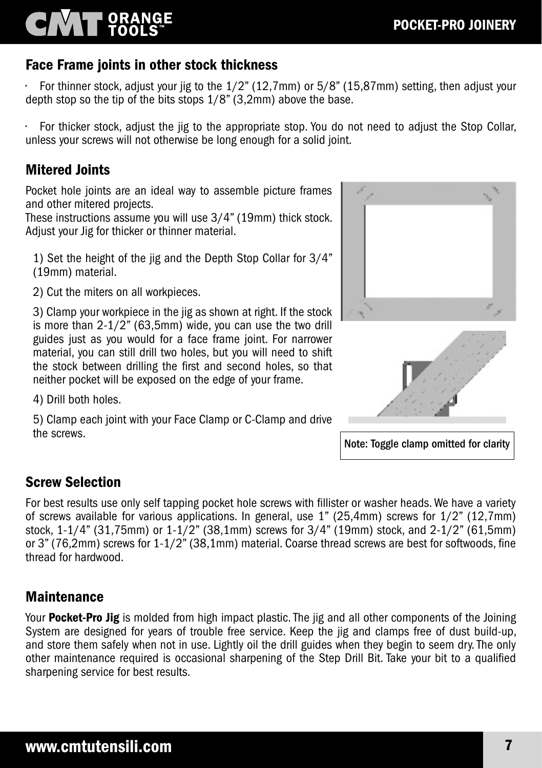## Face Frame joints in other stock thickness

- For thinner stock, adjust your jig to the 1/2" (12,7mm) or 5/8" (15,87mm) setting, then adjust your depth stop so the tip of the bits stops 1/8" (3,2mm) above the base.

- For thicker stock, adjust the jig to the appropriate stop. You do not need to adjust the Stop Collar, unless your screws will not otherwise be long enough for a solid joint.

## Mitered Joints

Pocket hole joints are an ideal way to assemble picture frames and other mitered projects.
These instructions assume you will use 3/4" (19mm) thick stock. Adjust your Jig for thicker or thinner material.

1) Set the height of the jig and the Depth Stop Collar for 3/4" (19mm) material.

2) Cut the miters on all workpieces.

3) Clamp your workpiece in the jig as shown at right. If the stock is more than 2-1/2" (63,5mm) wide, you can use the two drill guides just as you would for a face frame joint. For narrower material, you can still drill two holes, but you will need to shift the stock between drilling the first and second holes, so that neither pocket will be exposed on the edge of your frame.

4) Drill both holes.

5) Clamp each joint with your Face Clamp or C-Clamp and drive the screws.

Note: Toggle clamp omitted for clarity

## Screw Selection

For best results use only self tapping pocket hole screws with fillister or washer heads. We have a variety of screws available for various applications. In general, use 1" (25,4mm) screws for 1/2" (12,7mm) stock, 1-1/4" (31,75mm) or 1-1/2" (38,1mm) screws for 3/4" (19mm) stock, and 2-1/2" (61,5mm) or 3" (76,2mm) screws for 1-1/2" (38,1mm) material. Coarse thread screws are best for softwoods, fine thread for hardwood.

## Maintenance

Your **Pocket-Pro Jig** is molded from high impact plastic. The jig and all other components of the Joining System are designed for years of trouble free service. Keep the jig and clamps free of dust build-up, and store them safely when not in use. Lightly oil the drill guides when they begin to seem dry. The only other maintenance required is occasional sharpening of the Step Drill Bit. Take your bit to a qualified sharpening service for best results.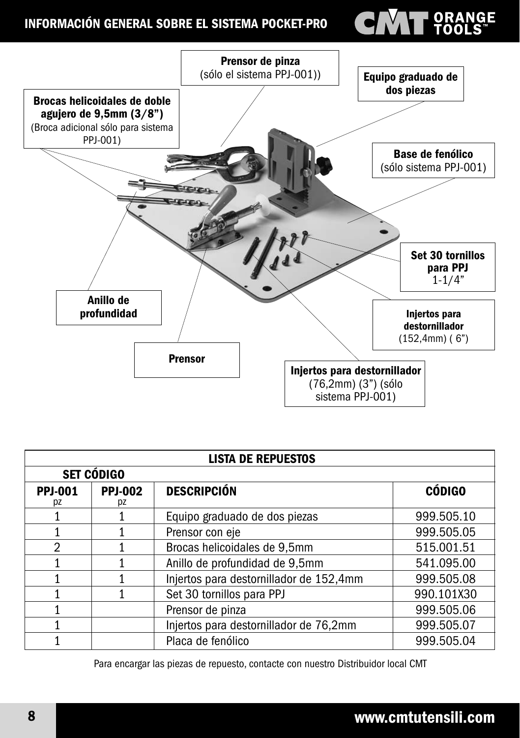# INFORMACIÓN GENERAL SOBRE EL SISTEMA POCKET-PRO

**Prensor de pinza**
(sólo el sistema PPJ-001))

**Equipo graduado de dos piezas**

**Brocas helicoidales de doble agujero de 9,5mm (3/8")**
(Broca adicional sólo para sistema PPJ-001)

**Base de fenólico**
(sólo sistema PPJ-001)

**Set 30 tornillos para PPJ**
1-1/4"

**Anillo de profundidad**

**Injertos para destornillador**
(152,4mm) ( 6")

**Prensor**

**Injertos para destornillador**
(76,2mm) (3") (sólo sistema PPJ-001)

| LISTA DE REPUESTOS | | | |
|---|---|---|---|
| **SET CÓDIGO** | | | |
| **PPJ-001** pz | **PPJ-002** pz | **DESCRIPCIÓN** | **CÓDIGO** |
| 1 | 1 | Equipo graduado de dos piezas | 999.505.10 |
| 1 | 1 | Prensor con eje | 999.505.05 |
| 2 | 1 | Brocas helicoidales de 9,5mm | 515.001.51 |
| 1 | 1 | Anillo de profundidad de 9,5mm | 541.095.00 |
| 1 | 1 | Injertos para destornillador de 152,4mm | 999.505.08 |
| 1 | 1 | Set 30 tornillos para PPJ | 990.101X30 |
| 1 | | Prensor de pinza | 999.505.06 |
| 1 | | Injertos para destornillador de 76,2mm | 999.505.07 |
| 1 | | Placa de fenólico | 999.505.04 |

Para encargar las piezas de repuesto, contacte con nuestro Distribuidor local CMT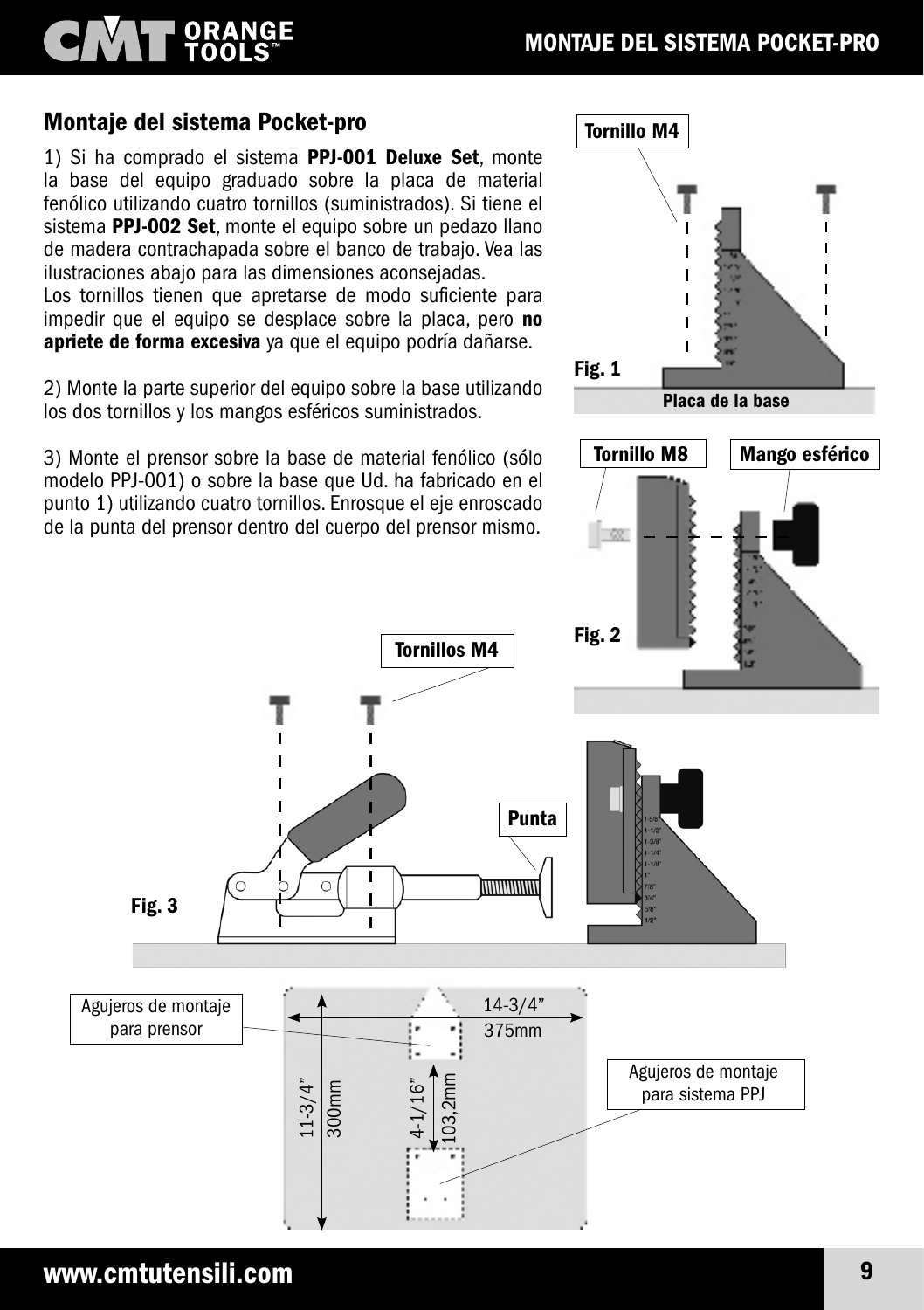## Montaje del sistema Pocket-pro

1) Si ha comprado el sistema **PPJ-001 Deluxe Set**, monte la base del equipo graduado sobre la placa de material fenólico utilizando cuatro tornillos (suministrados). Si tiene el sistema **PPJ-002 Set**, monte el equipo sobre un pedazo llano de madera contrachapada sobre el banco de trabajo. Vea las ilustraciones abajo para las dimensiones aconsejadas.
Los tornillos tienen que apretarse de modo suficiente para impedir que el equipo se desplace sobre la placa, pero **no apriete de forma excesiva** ya que el equipo podría dañarse.

2) Monte la parte superior del equipo sobre la base utilizando los dos tornillos y los mangos esféricos suministrados.

3) Monte el prensor sobre la base de material fenólico (sólo modelo PPJ-001) o sobre la base que Ud. ha fabricado en el punto 1) utilizando cuatro tornillos. Enrosque el eje enroscado de la punta del prensor dentro del cuerpo del prensor mismo.

Tornillo M4

Fig. 1

Placa de la base

Tornillo M8 | Mango esférico

Fig. 2

Tornillos M4

Punta

Fig. 3

Agujeros de montaje para prensor

14-3/4" 375mm

11-3/4" 300mm

4-1/16" 103,2mm

Agujeros de montaje para sistema PPJ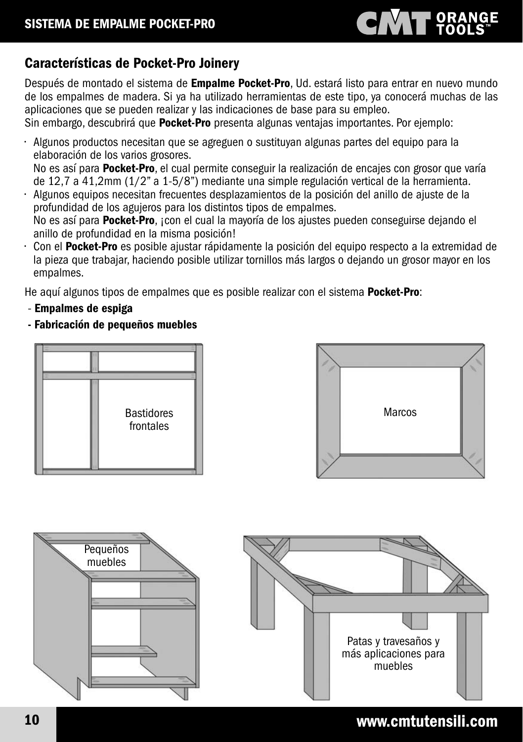## Características de Pocket-Pro Joinery

Después de montado el sistema de **Empalme Pocket-Pro**, Ud. estará listo para entrar en nuevo mundo de los empalmes de madera. Si ya ha utilizado herramientas de este tipo, ya conocerá muchas de las aplicaciones que se pueden realizar y las indicaciones de base para su empleo.
Sin embargo, descubrirá que **Pocket-Pro** presenta algunas ventajas importantes. Por ejemplo:

- Algunos productos necesitan que se agreguen o sustituyan algunas partes del equipo para la elaboración de los varios grosores.
  No es así para **Pocket-Pro**, el cual permite conseguir la realización de encajes con grosor que varía de 12,7 a 41,2mm (1/2" a 1-5/8") mediante una simple regulación vertical de la herramienta.
- Algunos equipos necesitan frecuentes desplazamientos de la posición del anillo de ajuste de la profundidad de los agujeros para los distintos tipos de empalmes.
  No es así para **Pocket-Pro**, ¡con el cual la mayoría de los ajustes pueden conseguirse dejando el anillo de profundidad en la misma posición!
- Con el **Pocket-Pro** es posible ajustar rápidamente la posición del equipo respecto a la extremidad de la pieza que trabajar, haciendo posible utilizar tornillos más largos o dejando un grosor mayor en los empalmes.

He aquí algunos tipos de empalmes que es posible realizar con el sistema **Pocket-Pro**:

- **Empalmes de espiga**
- **Fabricación de pequeños muebles**

Bastidores frontales

Marcos

Pequeños muebles

Patas y travesaños y más aplicaciones para muebles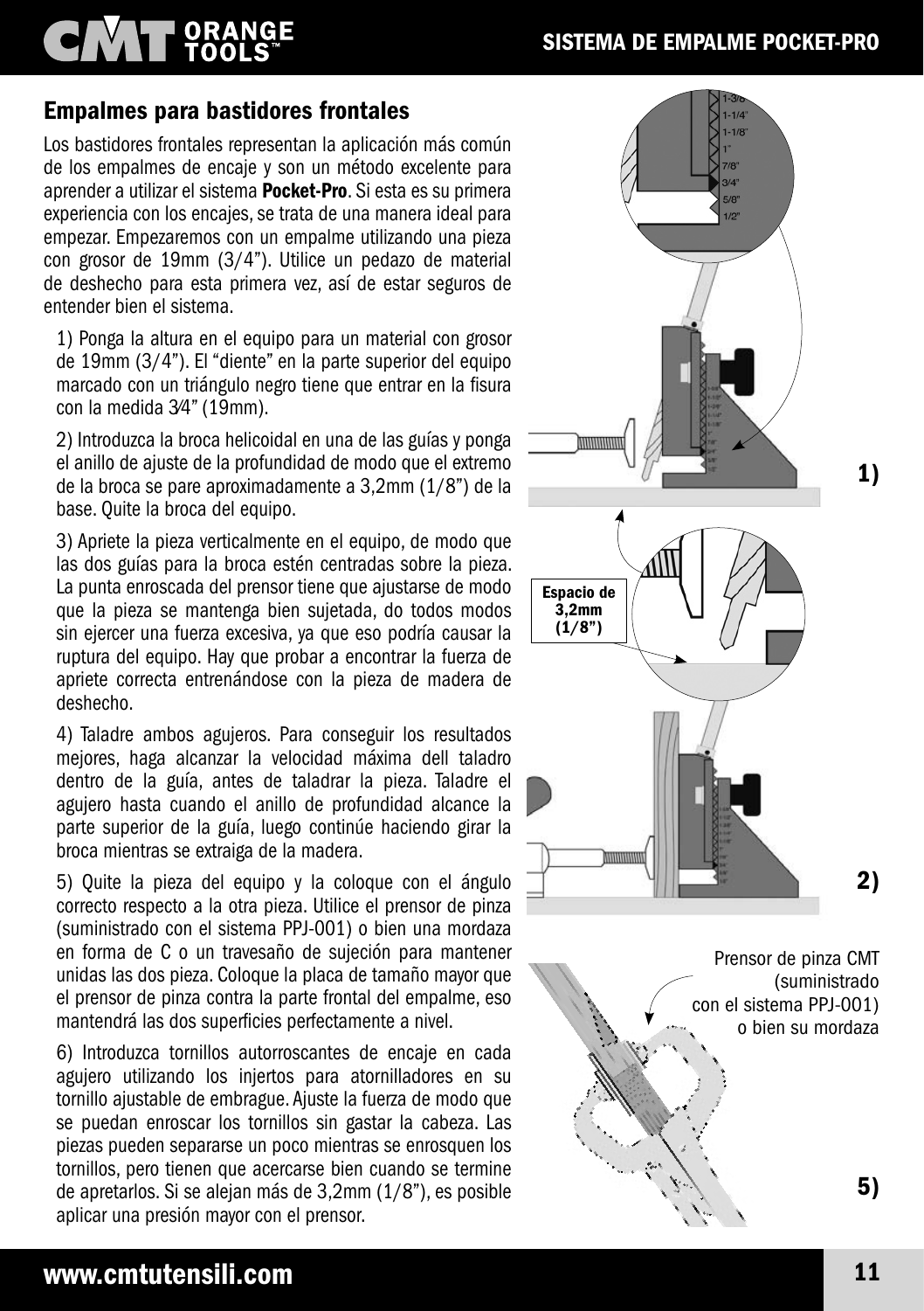## Empalmes para bastidores frontales

Los bastidores frontales representan la aplicación más común de los empalmes de encaje y son un método excelente para aprender a utilizar el sistema **Pocket-Pro**. Si esta es su primera experiencia con los encajes, se trata de una manera ideal para empezar. Empezaremos con un empalme utilizando una pieza con grosor de 19mm (3/4"). Utilice un pedazo de material de deshecho para esta primera vez, así de estar seguros de entender bien el sistema.

1) Ponga la altura en el equipo para un material con grosor de 19mm (3/4"). El "diente" en la parte superior del equipo marcado con un triángulo negro tiene que entrar en la fisura con la medida 3⁄4" (19mm).

2) Introduzca la broca helicoidal en una de las guías y ponga el anillo de ajuste de la profundidad de modo que el extremo de la broca se pare aproximadamente a 3,2mm (1/8") de la base. Quite la broca del equipo.

3) Apriete la pieza verticalmente en el equipo, de modo que las dos guías para la broca estén centradas sobre la pieza. La punta enroscada del prensor tiene que ajustarse de modo que la pieza se mantenga bien sujetada, do todos modos sin ejercer una fuerza excesiva, ya que eso podría causar la ruptura del equipo. Hay que probar a encontrar la fuerza de apriete correcta entrenándose con la pieza de madera de deshecho.

4) Taladre ambos agujeros. Para conseguir los resultados mejores, haga alcanzar la velocidad máxima dell taladro dentro de la guía, antes de taladrar la pieza. Taladre el agujero hasta cuando el anillo de profundidad alcance la parte superior de la guía, luego continúe haciendo girar la broca mientras se extraiga de la madera.

5) Quite la pieza del equipo y la coloque con el ángulo correcto respecto a la otra pieza. Utilice el prensor de pinza (suministrado con el sistema PPJ-001) o bien una mordaza en forma de C o un travesaño de sujeción para mantener unidas las dos pieza. Coloque la placa de tamaño mayor que el prensor de pinza contra la parte frontal del empalme, eso mantendrá las dos superficies perfectamente a nivel.

6) Introduzca tornillos autorroscantes de encaje en cada agujero utilizando los injertos para atornilladores en su tornillo ajustable de embrague. Ajuste la fuerza de modo que se puedan enroscar los tornillos sin gastar la cabeza. Las piezas pueden separarse un poco mientras se enrosquen los tornillos, pero tienen que acercarse bien cuando se termine de apretarlos. Si se alejan más de 3,2mm (1/8"), es posible aplicar una presión mayor con el prensor.

1-3/8" 1-1/4" 1-1/8" 1" 7/8" 3/4" 5/8" 1/2"

1)

Espacio de 3,2mm (1/8")

2)

Prensor de pinza CMT (suministrado con el sistema PPJ-001) o bien su mordaza

5)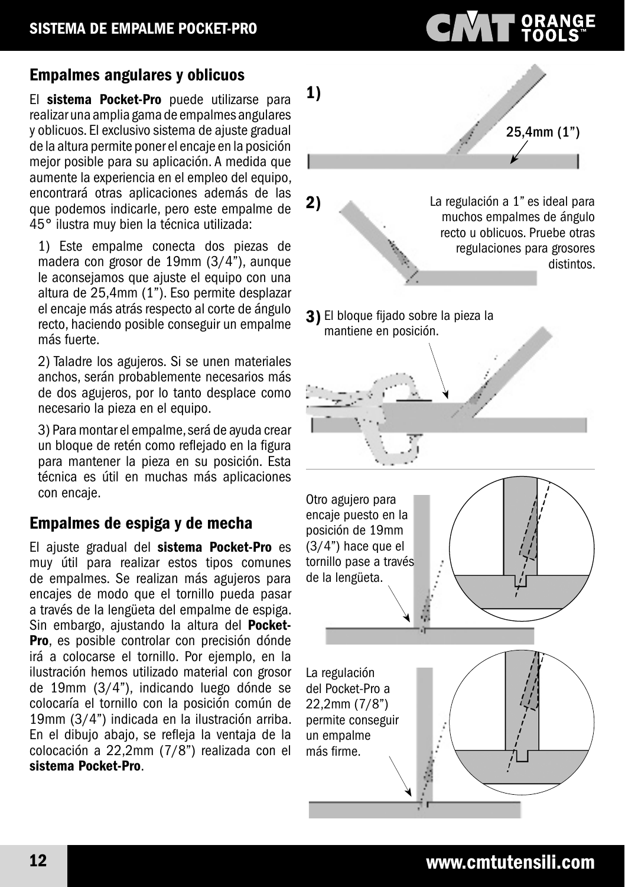## Empalmes angulares y oblicuos

El **sistema Pocket-Pro** puede utilizarse para realizar una amplia gama de empalmes angulares y oblicuos. El exclusivo sistema de ajuste gradual de la altura permite poner el encaje en la posición mejor posible para su aplicación. A medida que aumente la experiencia en el empleo del equipo, encontrará otras aplicaciones además de las que podemos indicarle, pero este empalme de 45° ilustra muy bien la técnica utilizada:

1) Este empalme conecta dos piezas de madera con grosor de 19mm (3/4"), aunque le aconsejamos que ajuste el equipo con una altura de 25,4mm (1"). Eso permite desplazar el encaje más atrás respecto al corte de ángulo recto, haciendo posible conseguir un empalme más fuerte.

2) Taladre los agujeros. Si se unen materiales anchos, serán probablemente necesarios más de dos agujeros, por lo tanto desplace como necesario la pieza en el equipo.

3) Para montar el empalme, será de ayuda crear un bloque de retén como reflejado en la figura para mantener la pieza en su posición. Esta técnica es útil en muchas más aplicaciones con encaje.

1) 25,4mm (1")

2) La regulación a 1" es ideal para muchos empalmes de ángulo recto u oblicuos. Pruebe otras regulaciones para grosores distintos.

3) El bloque fijado sobre la pieza la mantiene en posición.

## Empalmes de espiga y de mecha

El ajuste gradual del **sistema Pocket-Pro** es muy útil para realizar estos tipos comunes de empalmes. Se realizan más agujeros para encajes de modo que el tornillo pueda pasar a través de la lengüeta del empalme de espiga. Sin embargo, ajustando la altura del **Pocket-Pro**, es posible controlar con precisión dónde irá a colocarse el tornillo. Por ejemplo, en la ilustración hemos utilizado material con grosor de 19mm (3/4"), indicando luego dónde se colocaría el tornillo con la posición común de 19mm (3/4") indicada en la ilustración arriba. En el dibujo abajo, se refleja la ventaja de la colocación a 22,2mm (7/8") realizada con el **sistema Pocket-Pro**.

Otro agujero para encaje puesto en la posición de 19mm (3/4") hace que el tornillo pase a través de la lengüeta.

La regulación del Pocket-Pro a 22,2mm (7/8") permite conseguir un empalme más firme.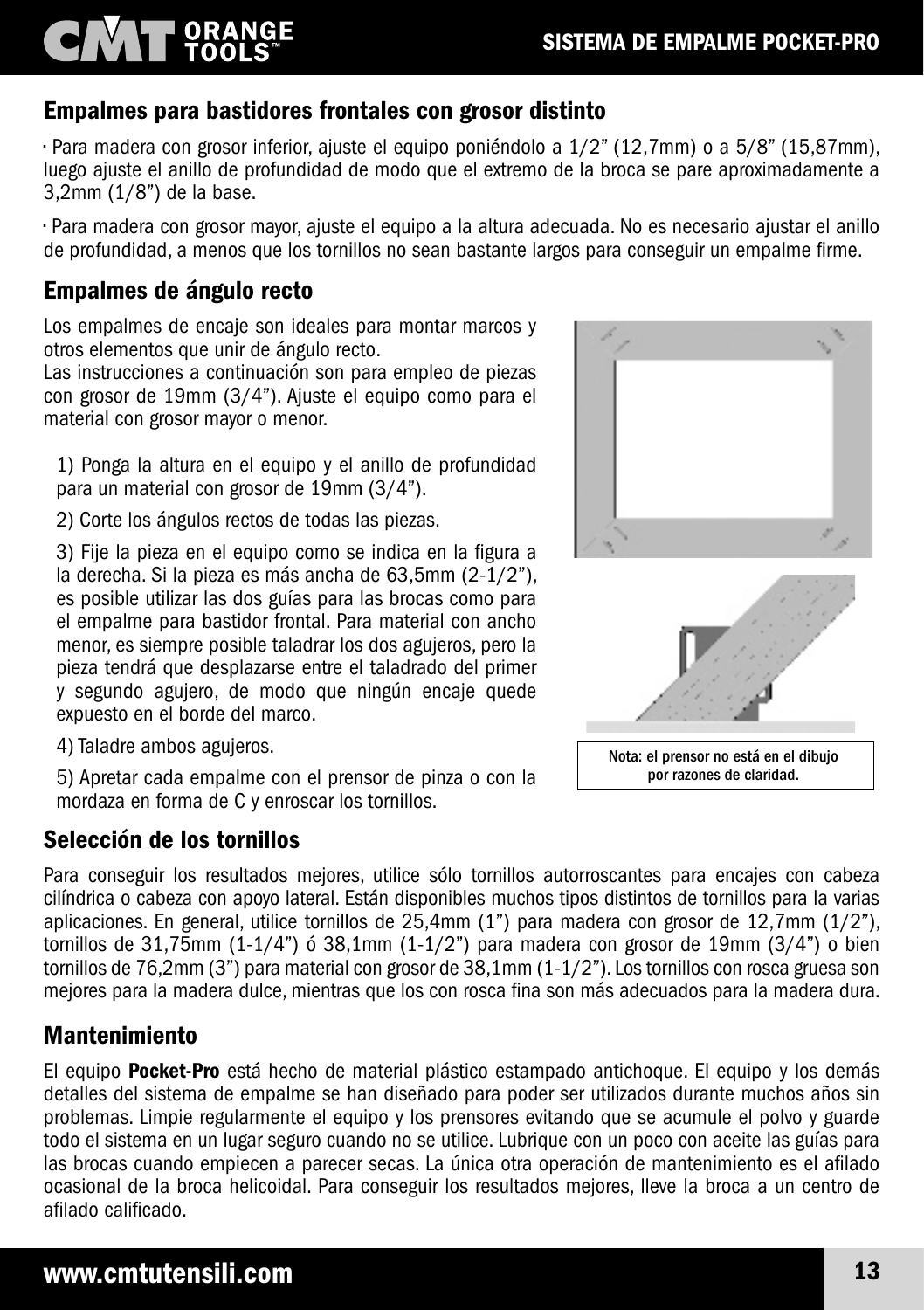## Empalmes para bastidores frontales con grosor distinto

· Para madera con grosor inferior, ajuste el equipo poniéndolo a 1/2" (12,7mm) o a 5/8" (15,87mm), luego ajuste el anillo de profundidad de modo que el extremo de la broca se pare aproximadamente a 3,2mm (1/8") de la base.

· Para madera con grosor mayor, ajuste el equipo a la altura adecuada. No es necesario ajustar el anillo de profundidad, a menos que los tornillos no sean bastante largos para conseguir un empalme firme.

## Empalmes de ángulo recto

Los empalmes de encaje son ideales para montar marcos y otros elementos que unir de ángulo recto.
Las instrucciones a continuación son para empleo de piezas con grosor de 19mm (3/4"). Ajuste el equipo como para el material con grosor mayor o menor.

1) Ponga la altura en el equipo y el anillo de profundidad para un material con grosor de 19mm (3/4").

2) Corte los ángulos rectos de todas las piezas.

3) Fije la pieza en el equipo como se indica en la figura a la derecha. Si la pieza es más ancha de 63,5mm (2-1/2"), es posible utilizar las dos guías para las brocas como para el empalme para bastidor frontal. Para material con ancho menor, es siempre posible taladrar los dos agujeros, pero la pieza tendrá que desplazarse entre el taladrado del primer y segundo agujero, de modo que ningún encaje quede expuesto en el borde del marco.

4) Taladre ambos agujeros.

5) Apretar cada empalme con el prensor de pinza o con la mordaza en forma de C y enroscar los tornillos.

Nota: el prensor no está en el dibujo por razones de claridad.

## Selección de los tornillos

Para conseguir los resultados mejores, utilice sólo tornillos autorroscantes para encajes con cabeza cilíndrica o cabeza con apoyo lateral. Están disponibles muchos tipos distintos de tornillos para la varias aplicaciones. En general, utilice tornillos de 25,4mm (1") para madera con grosor de 12,7mm (1/2"), tornillos de 31,75mm (1-1/4") ó 38,1mm (1-1/2") para madera con grosor de 19mm (3/4") o bien tornillos de 76,2mm (3") para material con grosor de 38,1mm (1-1/2"). Los tornillos con rosca gruesa son mejores para la madera dulce, mientras que los con rosca fina son más adecuados para la madera dura.

## Mantenimiento

El equipo **Pocket-Pro** está hecho de material plástico estampado antichoque. El equipo y los demás detalles del sistema de empalme se han diseñado para poder ser utilizados durante muchos años sin problemas. Limpie regularmente el equipo y los prensores evitando que se acumule el polvo y guarde todo el sistema en un lugar seguro cuando no se utilice. Lubrique con un poco con aceite las guías para las brocas cuando empiecen a parecer secas. La única otra operación de mantenimiento es el afilado ocasional de la broca helicoidal. Para conseguir los resultados mejores, lleve la broca a un centro de afilado calificado.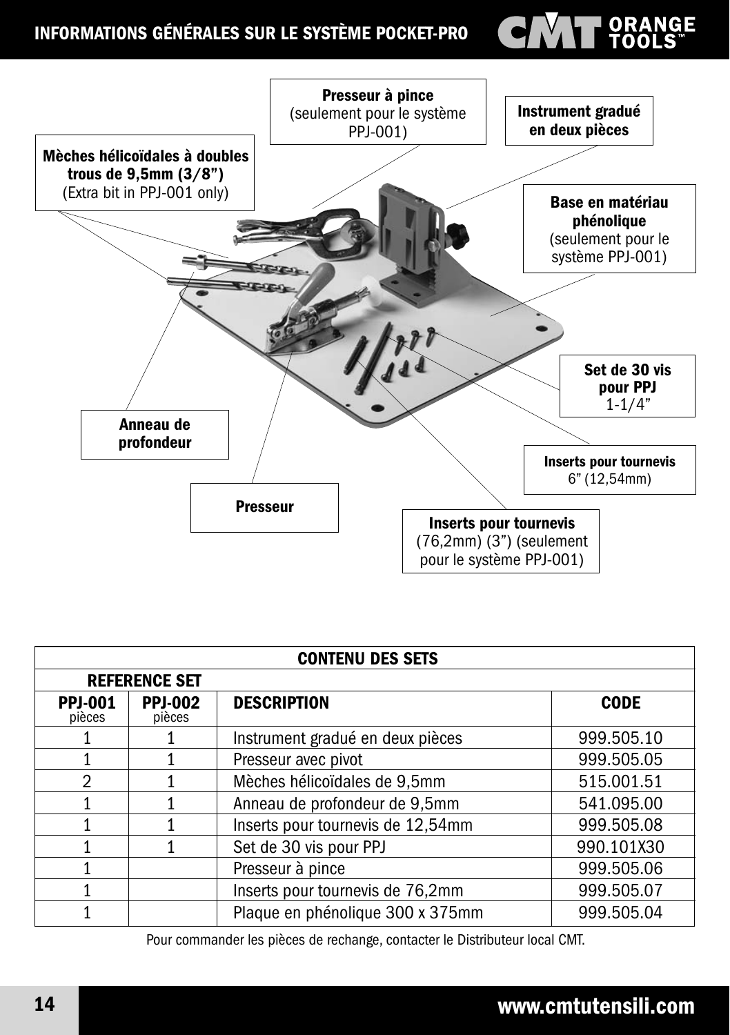# INFORMATIONS GÉNÉRALES SUR LE SYSTÈME POCKET-PRO

**Presseur à pince**
(seulement pour le système PPJ-001)

**Instrument gradué en deux pièces**

**Mèches hélicoïdales à doubles trous de 9,5mm (3/8")**
(Extra bit in PPJ-001 only)

**Base en matériau phénolique**
(seulement pour le système PPJ-001)

**Set de 30 vis pour PPJ**
1-1/4"

**Anneau de profondeur**

**Inserts pour tournevis**
6" (12,54mm)

**Presseur**

**Inserts pour tournevis**
(76,2mm) (3") (seulement pour le système PPJ-001)

| CONTENU DES SETS | | | |
|---|---|---|---|
| **REFERENCE SET** | | | |
| **PPJ-001** pièces | **PPJ-002** pièces | **DESCRIPTION** | **CODE** |
| 1 | 1 | Instrument gradué en deux pièces | 999.505.10 |
| 1 | 1 | Presseur avec pivot | 999.505.05 |
| 2 | 1 | Mèches hélicoïdales de 9,5mm | 515.001.51 |
| 1 | 1 | Anneau de profondeur de 9,5mm | 541.095.00 |
| 1 | 1 | Inserts pour tournevis de 12,54mm | 999.505.08 |
| 1 | 1 | Set de 30 vis pour PPJ | 990.101X30 |
| 1 | | Presseur à pince | 999.505.06 |
| 1 | | Inserts pour tournevis de 76,2mm | 999.505.07 |
| 1 | | Plaque en phénolique 300 x 375mm | 999.505.04 |

Pour commander les pièces de rechange, contacter le Distributeur local CMT.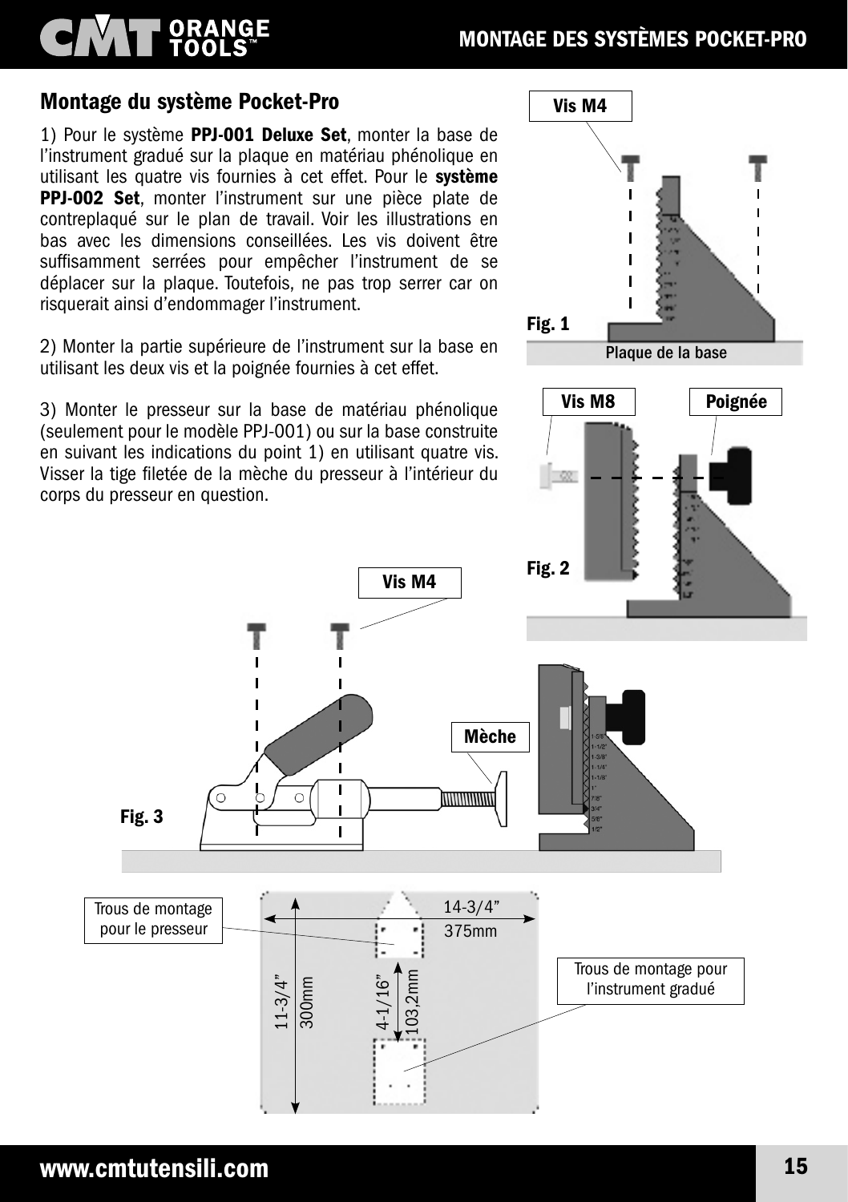## Montage du système Pocket-Pro

1) Pour le système **PPJ-001 Deluxe Set**, monter la base de l'instrument gradué sur la plaque en matériau phénolique en utilisant les quatre vis fournies à cet effet. Pour le **système PPJ-002 Set**, monter l'instrument sur une pièce plate de contreplaqué sur le plan de travail. Voir les illustrations en bas avec les dimensions conseillées. Les vis doivent être suffisamment serrées pour empêcher l'instrument de se déplacer sur la plaque. Toutefois, ne pas trop serrer car on risquerait ainsi d'endommager l'instrument.

2) Monter la partie supérieure de l'instrument sur la base en utilisant les deux vis et la poignée fournies à cet effet.

3) Monter le presseur sur la base de matériau phénolique (seulement pour le modèle PPJ-001) ou sur la base construite en suivant les indications du point 1) en utilisant quatre vis. Visser la tige filetée de la mèche du presseur à l'intérieur du corps du presseur en question.

Vis M4

Fig. 1

Plaque de la base

Vis M8

Poignée

Fig. 2

Vis M4

Mèche

Fig. 3

Trous de montage pour le presseur

14-3/4" 375mm

11-3/4" 300mm

4-1/16" 103,2mm

Trous de montage pour l'instrument gradué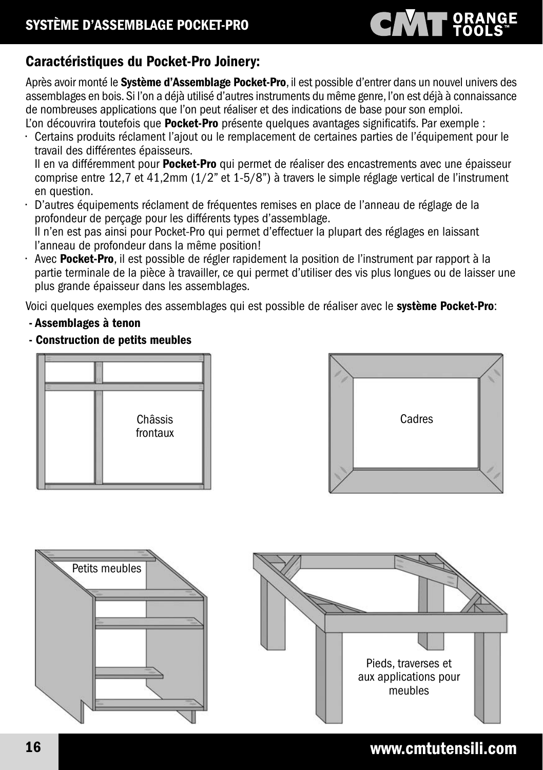## Caractéristiques du Pocket-Pro Joinery:

Après avoir monté le **Système d'Assemblage Pocket-Pro**, il est possible d'entrer dans un nouvel univers des assemblages en bois. Si l'on a déjà utilisé d'autres instruments du même genre, l'on est déjà à connaissance de nombreuses applications que l'on peut réaliser et des indications de base pour son emploi.
L'on découvrira toutefois que **Pocket-Pro** présente quelques avantages significatifs. Par exemple :

- Certains produits réclament l'ajout ou le remplacement de certaines parties de l'équipement pour le travail des différentes épaisseurs.
  Il en va différemment pour **Pocket-Pro** qui permet de réaliser des encastrements avec une épaisseur comprise entre 12,7 et 41,2mm (1/2" et 1-5/8") à travers le simple réglage vertical de l'instrument en question.
- D'autres équipements réclament de fréquentes remises en place de l'anneau de réglage de la profondeur de perçage pour les différents types d'assemblage.
  Il n'en est pas ainsi pour Pocket-Pro qui permet d'effectuer la plupart des réglages en laissant l'anneau de profondeur dans la même position!
- Avec **Pocket-Pro**, il est possible de régler rapidement la position de l'instrument par rapport à la partie terminale de la pièce à travailler, ce qui permet d'utiliser des vis plus longues ou de laisser une plus grande épaisseur dans les assemblages.

Voici quelques exemples des assemblages qui est possible de réaliser avec le **système Pocket-Pro**:

**- Assemblages à tenon**

**- Construction de petits meubles**

Châssis frontaux

Cadres

Petits meubles

Pieds, traverses et aux applications pour meubles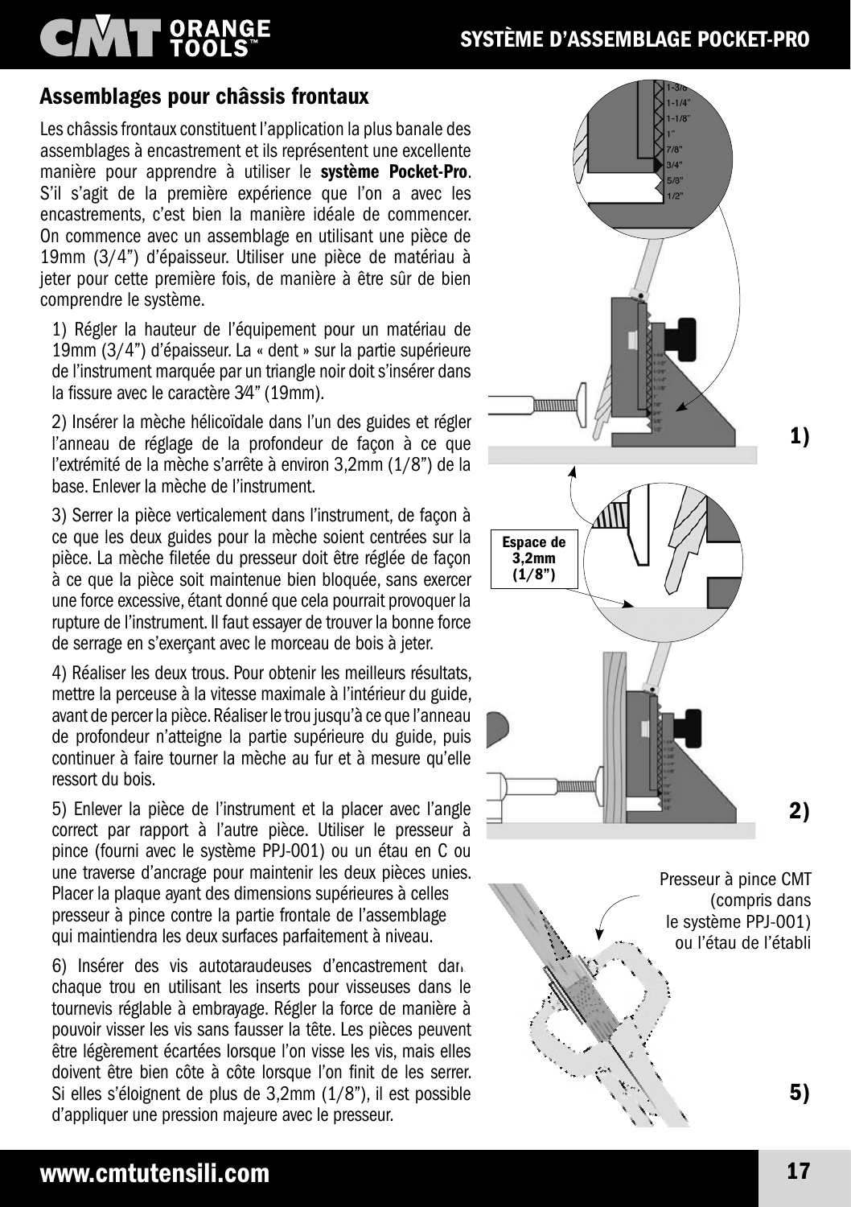## Assemblages pour châssis frontaux

Les châssis frontaux constituent l'application la plus banale des assemblages à encastrement et ils représentent une excellente manière pour apprendre à utiliser le **système Pocket-Pro**. S'il s'agit de la première expérience que l'on a avec les encastrements, c'est bien la manière idéale de commencer. On commence avec un assemblage en utilisant une pièce de 19mm (3/4") d'épaisseur. Utiliser une pièce de matériau à jeter pour cette première fois, de manière à être sûr de bien comprendre le système.

1) Régler la hauteur de l'équipement pour un matériau de 19mm (3/4") d'épaisseur. La « dent » sur la partie supérieure de l'instrument marquée par un triangle noir doit s'insérer dans la fissure avec le caractère 3⁄4" (19mm).

2) Insérer la mèche hélicoïdale dans l'un des guides et régler l'anneau de réglage de la profondeur de façon à ce que l'extrémité de la mèche s'arrête à environ 3,2mm (1/8") de la base. Enlever la mèche de l'instrument.

3) Serrer la pièce verticalement dans l'instrument, de façon à ce que les deux guides pour la mèche soient centrées sur la pièce. La mèche filetée du presseur doit être réglée de façon à ce que la pièce soit maintenue bien bloquée, sans exercer une force excessive, étant donné que cela pourrait provoquer la rupture de l'instrument. Il faut essayer de trouver la bonne force de serrage en s'exerçant avec le morceau de bois à jeter.

4) Réaliser les deux trous. Pour obtenir les meilleurs résultats, mettre la perceuse à la vitesse maximale à l'intérieur du guide, avant de percer la pièce. Réaliser le trou jusqu'à ce que l'anneau de profondeur n'atteigne la partie supérieure du guide, puis continuer à faire tourner la mèche au fur et à mesure qu'elle ressort du bois.

5) Enlever la pièce de l'instrument et la placer avec l'angle correct par rapport à l'autre pièce. Utiliser le presseur à pince (fourni avec le système PPJ-001) ou un étau en C ou une traverse d'ancrage pour maintenir les deux pièces unies. Placer la plaque ayant des dimensions supérieures à celles presseur à pince contre la partie frontale de l'assemblage qui maintiendra les deux surfaces parfaitement à niveau.

6) Insérer des vis autotaraudeuses d'encastrement dans chaque trou en utilisant les inserts pour visseuses dans le tournevis réglable à embrayage. Régler la force de manière à pouvoir visser les vis sans fausser la tête. Les pièces peuvent être légèrement écartées lorsque l'on visse les vis, mais elles doivent être bien côte à côte lorsque l'on finit de les serrer. Si elles s'éloignent de plus de 3,2mm (1/8"), il est possible d'appliquer une pression majeure avec le presseur.

1-3/8" 1-1/4" 1-1/8" 1" 7/8" 3/4" 5/8" 1/2"

1)

Espace de 3,2mm (1/8")

2)

Presseur à pince CMT (compris dans le système PPJ-001) ou l'étau de l'établi

5)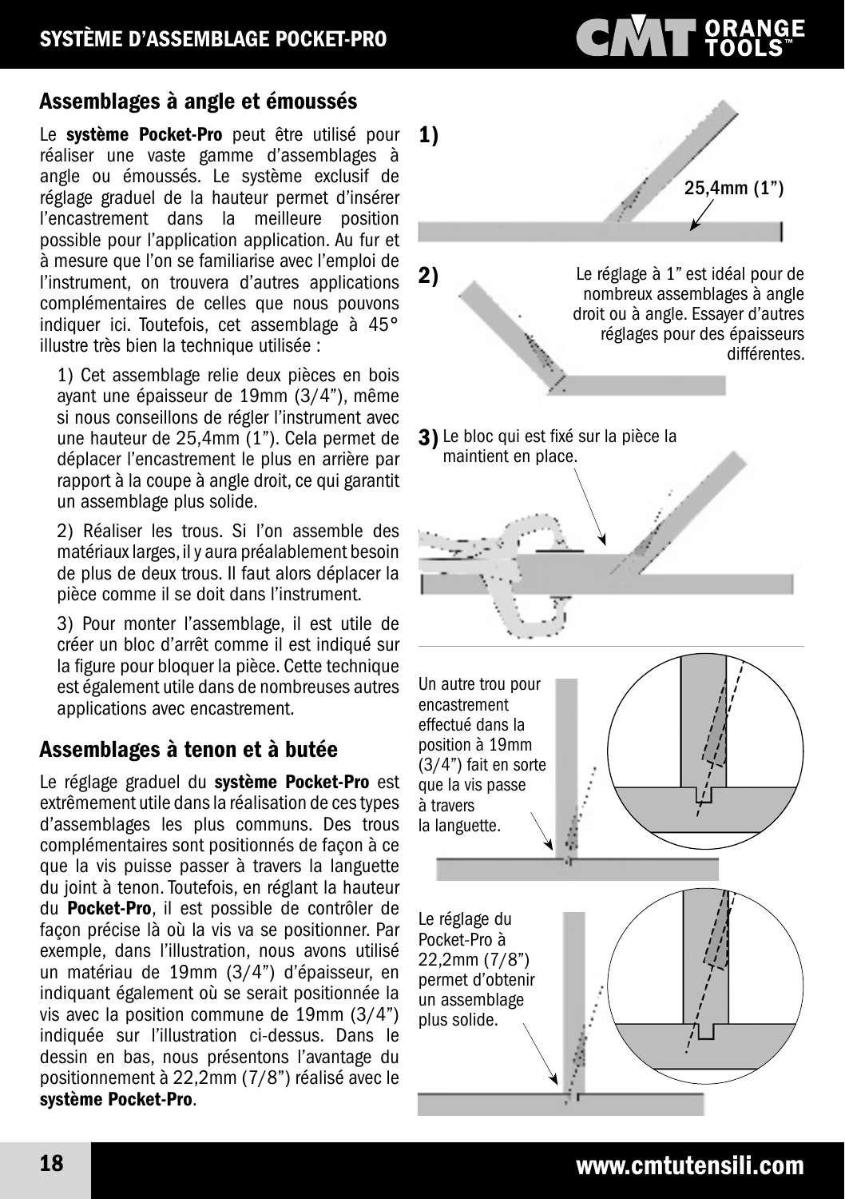## Assemblages à angle et émoussés

Le **système Pocket-Pro** peut être utilisé pour réaliser une vaste gamme d'assemblages à angle ou émoussés. Le système exclusif de réglage graduel de la hauteur permet d'insérer l'encastrement dans la meilleure position possible pour l'application application. Au fur et à mesure que l'on se familiarise avec l'emploi de l'instrument, on trouvera d'autres applications complémentaires de celles que nous pouvons indiquer ici. Toutefois, cet assemblage à 45° illustre très bien la technique utilisée :

1) Cet assemblage relie deux pièces en bois ayant une épaisseur de 19mm (3/4"), même si nous conseillons de régler l'instrument avec une hauteur de 25,4mm (1"). Cela permet de déplacer l'encastrement le plus en arrière par rapport à la coupe à angle droit, ce qui garantit un assemblage plus solide.

2) Réaliser les trous. Si l'on assemble des matériaux larges, il y aura préalablement besoin de plus de deux trous. Il faut alors déplacer la pièce comme il se doit dans l'instrument.

3) Pour monter l'assemblage, il est utile de créer un bloc d'arrêt comme il est indiqué sur la figure pour bloquer la pièce. Cette technique est également utile dans de nombreuses autres applications avec encastrement.

1) 25,4mm (1")

2) Le réglage à 1" est idéal pour de nombreux assemblages à angle droit ou à angle. Essayer d'autres réglages pour des épaisseurs différentes.

3) Le bloc qui est fixé sur la pièce la maintient en place.

## Assemblages à tenon et à butée

Le réglage graduel du **système Pocket-Pro** est extrêmement utile dans la réalisation de ces types d'assemblages les plus communs. Des trous complémentaires sont positionnés de façon à ce que la vis puisse passer à travers la languette du joint à tenon. Toutefois, en réglant la hauteur du **Pocket-Pro**, il est possible de contrôler de façon précise là où la vis va se positionner. Par exemple, dans l'illustration, nous avons utilisé un matériau de 19mm (3/4") d'épaisseur, en indiquant également où se serait positionnée la vis avec la position commune de 19mm (3/4") indiquée sur l'illustration ci-dessus. Dans le dessin en bas, nous présentons l'avantage du positionnement à 22,2mm (7/8") réalisé avec le **système Pocket-Pro**.

Un autre trou pour encastrement effectué dans la position à 19mm (3/4") fait en sorte que la vis passe à travers la languette.

Le réglage du Pocket-Pro à 22,2mm (7/8") permet d'obtenir un assemblage plus solide.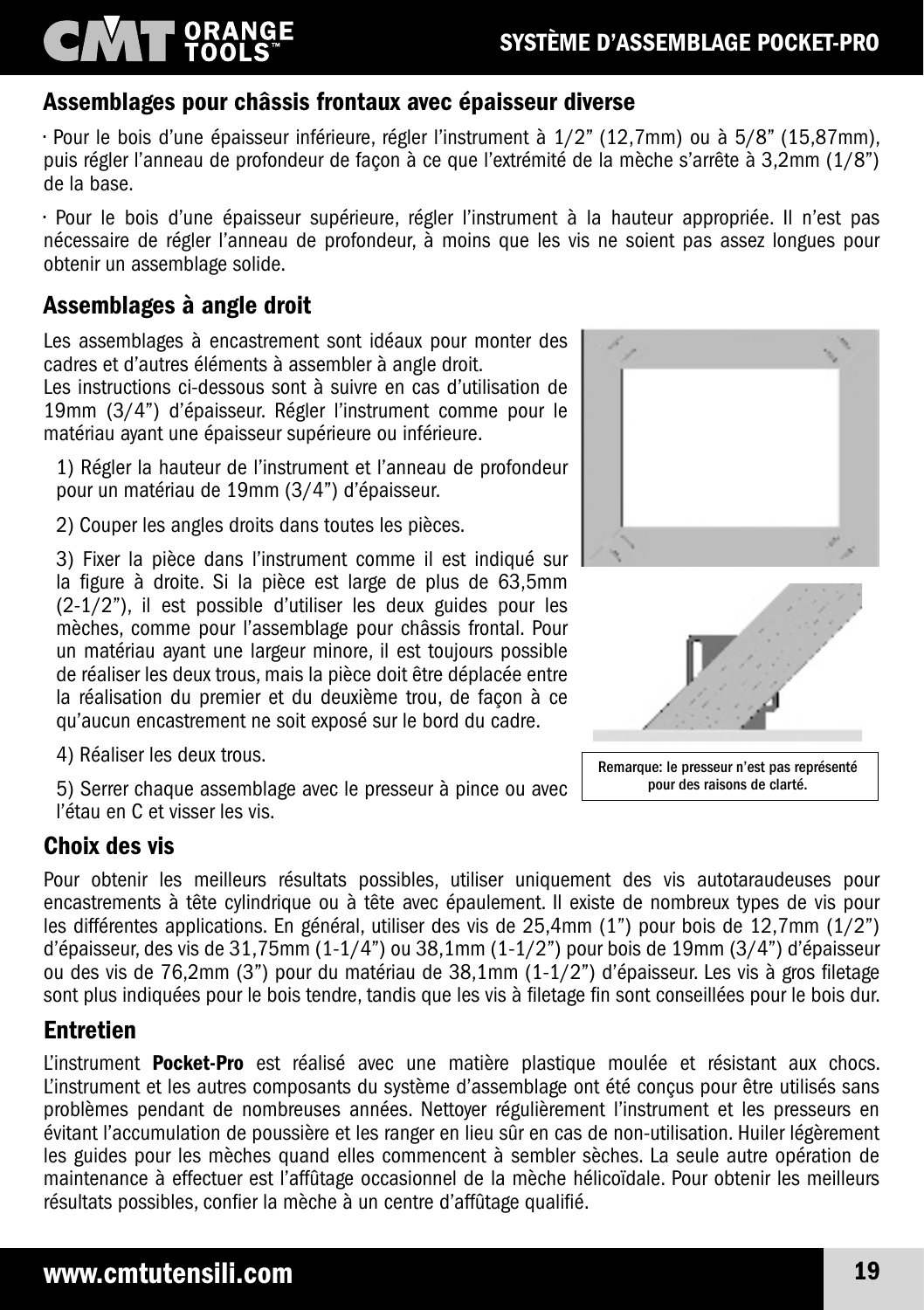## Assemblages pour châssis frontaux avec épaisseur diverse

· Pour le bois d'une épaisseur inférieure, régler l'instrument à 1/2" (12,7mm) ou à 5/8" (15,87mm), puis régler l'anneau de profondeur de façon à ce que l'extrémité de la mèche s'arrête à 3,2mm (1/8") de la base.

· Pour le bois d'une épaisseur supérieure, régler l'instrument à la hauteur appropriée. Il n'est pas nécessaire de régler l'anneau de profondeur, à moins que les vis ne soient pas assez longues pour obtenir un assemblage solide.

## Assemblages à angle droit

Les assemblages à encastrement sont idéaux pour monter des cadres et d'autres éléments à assembler à angle droit.
Les instructions ci-dessous sont à suivre en cas d'utilisation de 19mm (3/4") d'épaisseur. Régler l'instrument comme pour le matériau ayant une épaisseur supérieure ou inférieure.

1) Régler la hauteur de l'instrument et l'anneau de profondeur pour un matériau de 19mm (3/4") d'épaisseur.

2) Couper les angles droits dans toutes les pièces.

3) Fixer la pièce dans l'instrument comme il est indiqué sur la figure à droite. Si la pièce est large de plus de 63,5mm (2-1/2"), il est possible d'utiliser les deux guides pour les mèches, comme pour l'assemblage pour châssis frontal. Pour un matériau ayant une largeur minore, il est toujours possible de réaliser les deux trous, mais la pièce doit être déplacée entre la réalisation du premier et du deuxième trou, de façon à ce qu'aucun encastrement ne soit exposé sur le bord du cadre.

4) Réaliser les deux trous.

5) Serrer chaque assemblage avec le presseur à pince ou avec l'étau en C et visser les vis.

Remarque: le presseur n'est pas représenté pour des raisons de clarté.

## Choix des vis

Pour obtenir les meilleurs résultats possibles, utiliser uniquement des vis autotaraudeuses pour encastrements à tête cylindrique ou à tête avec épaulement. Il existe de nombreux types de vis pour les différentes applications. En général, utiliser des vis de 25,4mm (1") pour bois de 12,7mm (1/2") d'épaisseur, des vis de 31,75mm (1-1/4") ou 38,1mm (1-1/2") pour bois de 19mm (3/4") d'épaisseur ou des vis de 76,2mm (3") pour du matériau de 38,1mm (1-1/2") d'épaisseur. Les vis à gros filetage sont plus indiquées pour le bois tendre, tandis que les vis à filetage fin sont conseillées pour le bois dur.

## Entretien

L'instrument **Pocket-Pro** est réalisé avec une matière plastique moulée et résistant aux chocs. L'instrument et les autres composants du système d'assemblage ont été conçus pour être utilisés sans problèmes pendant de nombreuses années. Nettoyer régulièrement l'instrument et les presseurs en évitant l'accumulation de poussière et les ranger en lieu sûr en cas de non-utilisation. Huiler légèrement les guides pour les mèches quand elles commencent à sembler sèches. La seule autre opération de maintenance à effectuer est l'affûtage occasionnel de la mèche hélicoïdale. Pour obtenir les meilleurs résultats possibles, confier la mèche à un centre d'affûtage qualifié.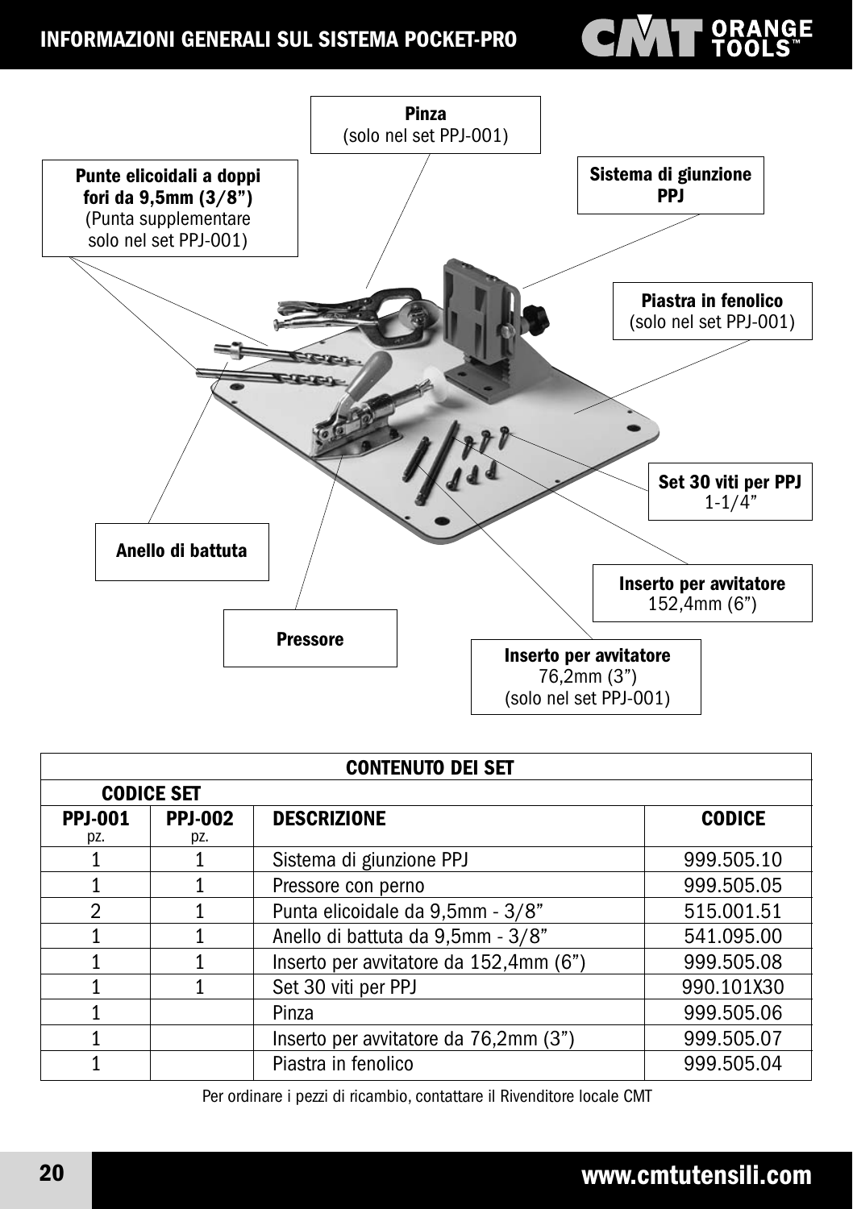# INFORMAZIONI GENERALI SUL SISTEMA POCKET-PRO

**Pinza**
(solo nel set PPJ-001)

**Punte elicoidali a doppi fori da 9,5mm (3/8")**
(Punta supplementare solo nel set PPJ-001)

**Sistema di giunzione PPJ**

**Piastra in fenolico**
(solo nel set PPJ-001)

**Set 30 viti per PPJ**
1-1/4"

**Anello di battuta**

**Inserto per avvitatore**
152,4mm (6")

**Pressore**

**Inserto per avvitatore**
76,2mm (3")
(solo nel set PPJ-001)

| CONTENUTO DEI SET | | | |
|---|---|---|---|
| **CODICE SET** | | | |
| **PPJ-001** pz. | **PPJ-002** pz. | **DESCRIZIONE** | **CODICE** |
| 1 | 1 | Sistema di giunzione PPJ | 999.505.10 |
| 1 | 1 | Pressore con perno | 999.505.05 |
| 2 | 1 | Punta elicoidale da 9,5mm - 3/8" | 515.001.51 |
| 1 | 1 | Anello di battuta da 9,5mm - 3/8" | 541.095.00 |
| 1 | 1 | Inserto per avvitatore da 152,4mm (6") | 999.505.08 |
| 1 | 1 | Set 30 viti per PPJ | 990.101X30 |
| 1 | | Pinza | 999.505.06 |
| 1 | | Inserto per avvitatore da 76,2mm (3") | 999.505.07 |
| 1 | | Piastra in fenolico | 999.505.04 |

Per ordinare i pezzi di ricambio, contattare il Rivenditore locale CMT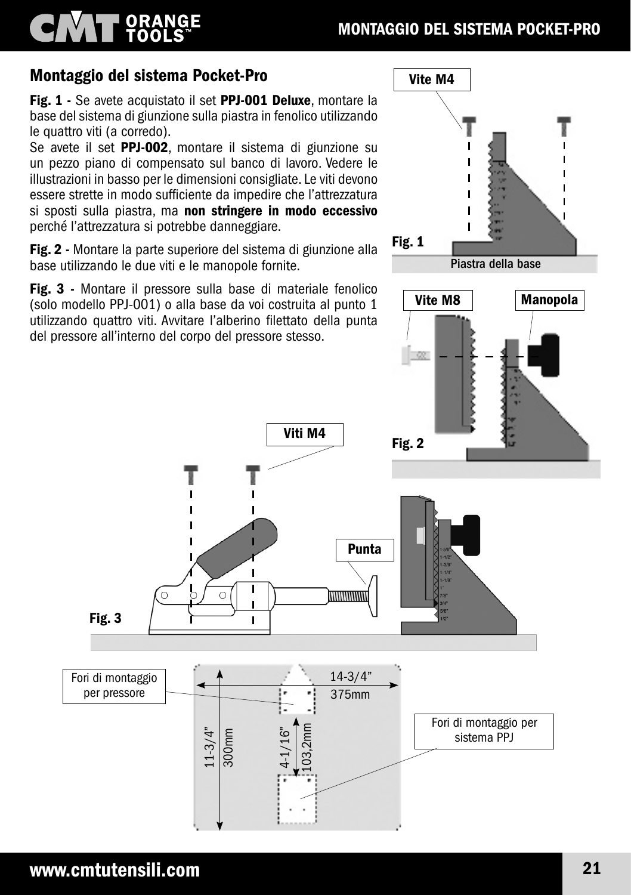## Montaggio del sistema Pocket-Pro

**Fig. 1 -** Se avete acquistato il set **PPJ-001 Deluxe**, montare la base del sistema di giunzione sulla piastra in fenolico utilizzando le quattro viti (a corredo).
Se avete il set **PPJ-002**, montare il sistema di giunzione su un pezzo piano di compensato sul banco di lavoro. Vedere le illustrazioni in basso per le dimensioni consigliate. Le viti devono essere strette in modo sufficiente da impedire che l'attrezzatura si sposti sulla piastra, ma **non stringere in modo eccessivo** perché l'attrezzatura si potrebbe danneggiare.

**Fig. 2 -** Montare la parte superiore del sistema di giunzione alla base utilizzando le due viti e le manopole fornite.

**Fig. 3 -** Montare il pressore sulla base di materiale fenolico (solo modello PPJ-001) o alla base da voi costruita al punto 1 utilizzando quattro viti. Avvitare l'alberino filettato della punta del pressore all'interno del corpo del pressore stesso.

Vite M4

Fig. 1

Piastra della base

Vite M8

Manopola

Fig. 2

Viti M4

Punta

Fig. 3

Fori di montaggio per pressore

14-3/4" 375mm

11-3/4" 300mm

4-1/16" 103,2mm

Fori di montaggio per sistema PPJ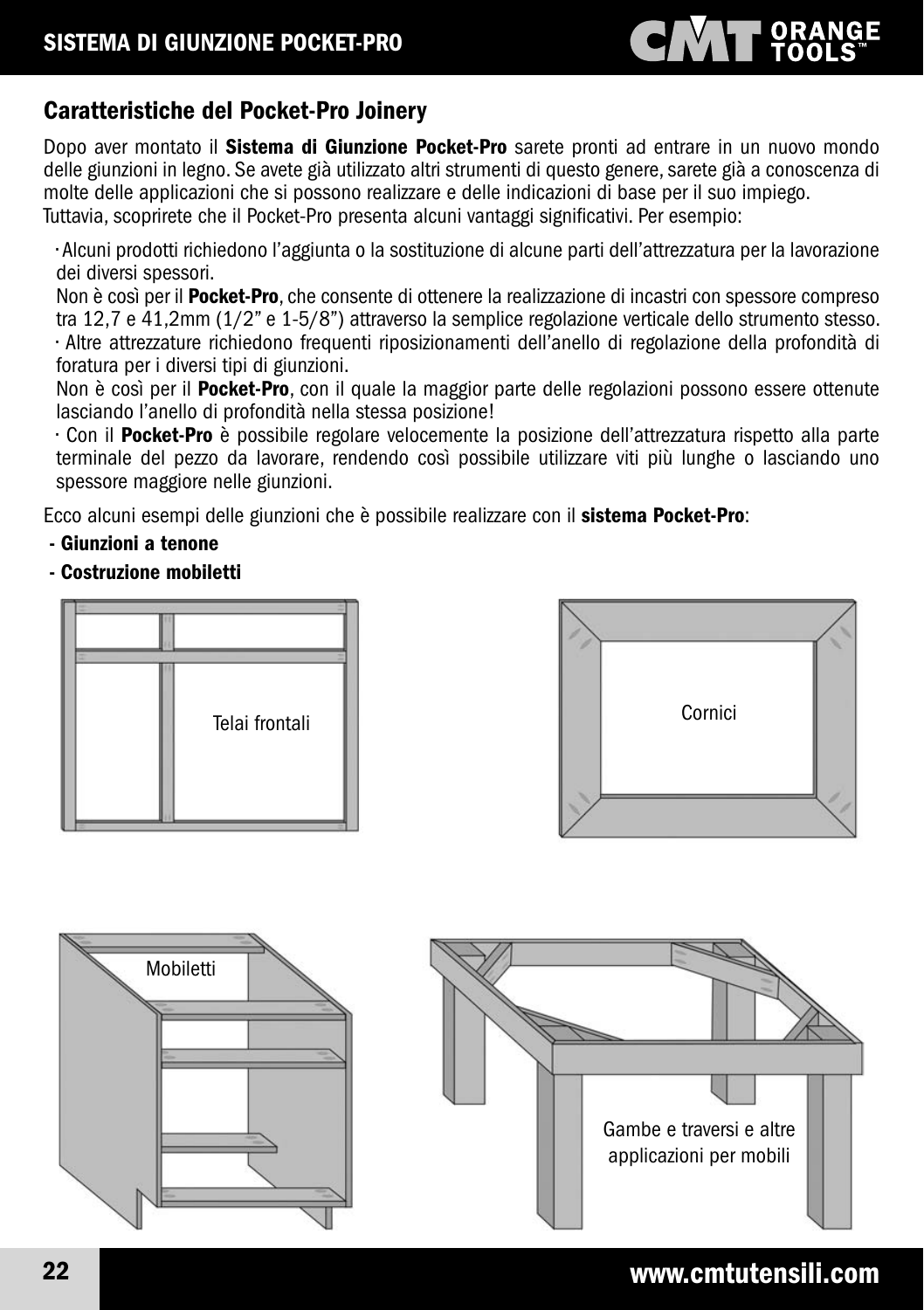## Caratteristiche del Pocket-Pro Joinery

Dopo aver montato il **Sistema di Giunzione Pocket-Pro** sarete pronti ad entrare in un nuovo mondo delle giunzioni in legno. Se avete già utilizzato altri strumenti di questo genere, sarete già a conoscenza di molte delle applicazioni che si possono realizzare e delle indicazioni di base per il suo impiego.
Tuttavia, scoprirete che il Pocket-Pro presenta alcuni vantaggi significativi. Per esempio:

· Alcuni prodotti richiedono l'aggiunta o la sostituzione di alcune parti dell'attrezzatura per la lavorazione dei diversi spessori.
Non è così per il **Pocket-Pro**, che consente di ottenere la realizzazione di incastri con spessore compreso tra 12,7 e 41,2mm (1/2" e 1-5/8") attraverso la semplice regolazione verticale dello strumento stesso.
· Altre attrezzature richiedono frequenti riposizionamenti dell'anello di regolazione della profondità di foratura per i diversi tipi di giunzioni.
Non è così per il **Pocket-Pro**, con il quale la maggior parte delle regolazioni possono essere ottenute lasciando l'anello di profondità nella stessa posizione!
· Con il **Pocket-Pro** è possibile regolare velocemente la posizione dell'attrezzatura rispetto alla parte terminale del pezzo da lavorare, rendendo così possibile utilizzare viti più lunghe o lasciando uno spessore maggiore nelle giunzioni.

Ecco alcuni esempi delle giunzioni che è possibile realizzare con il **sistema Pocket-Pro**:

- **Giunzioni a tenone**
- **Costruzione mobiletti**

Telai frontali

Cornici

Mobiletti

Gambe e traversi e altre applicazioni per mobili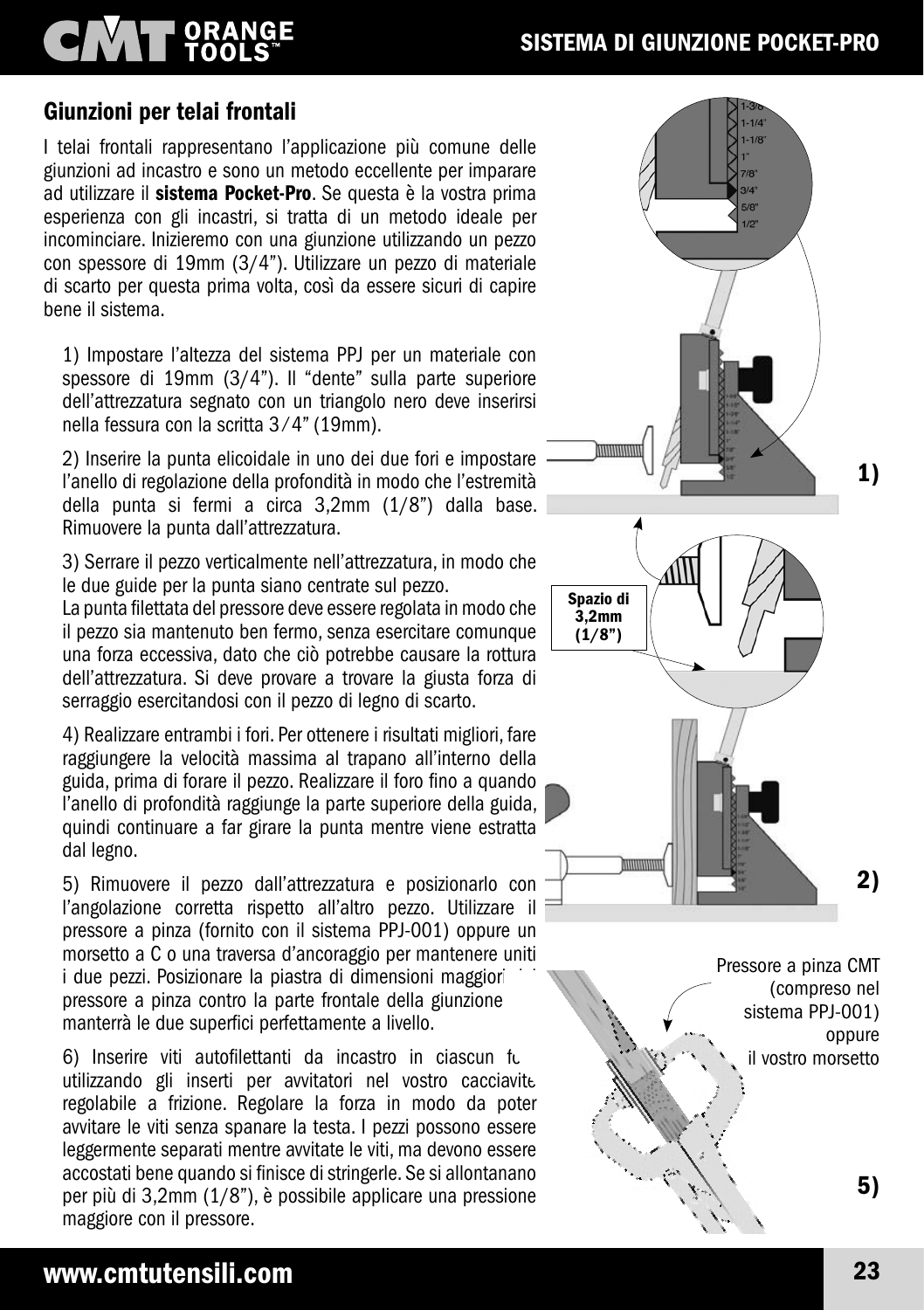## Giunzioni per telai frontali

I telai frontali rappresentano l'applicazione più comune delle giunzioni ad incastro e sono un metodo eccellente per imparare ad utilizzare il **sistema Pocket-Pro**. Se questa è la vostra prima esperienza con gli incastri, si tratta di un metodo ideale per incominciare. Inizieremo con una giunzione utilizzando un pezzo con spessore di 19mm (3/4"). Utilizzare un pezzo di materiale di scarto per questa prima volta, così da essere sicuri di capire bene il sistema.

1) Impostare l'altezza del sistema PPJ per un materiale con spessore di 19mm (3/4"). Il "dente" sulla parte superiore dell'attrezzatura segnato con un triangolo nero deve inserirsi nella fessura con la scritta 3/4" (19mm).

2) Inserire la punta elicoidale in uno dei due fori e impostare l'anello di regolazione della profondità in modo che l'estremità della punta si fermi a circa 3,2mm (1/8") dalla base. Rimuovere la punta dall'attrezzatura.

3) Serrare il pezzo verticalmente nell'attrezzatura, in modo che le due guide per la punta siano centrate sul pezzo.
La punta filettata del pressore deve essere regolata in modo che il pezzo sia mantenuto ben fermo, senza esercitare comunque una forza eccessiva, dato che ciò potrebbe causare la rottura dell'attrezzatura. Si deve provare a trovare la giusta forza di serraggio esercitandosi con il pezzo di legno di scarto.

4) Realizzare entrambi i fori. Per ottenere i risultati migliori, fare raggiungere la velocità massima al trapano all'interno della guida, prima di forare il pezzo. Realizzare il foro fino a quando l'anello di profondità raggiunge la parte superiore della guida, quindi continuare a far girare la punta mentre viene estratta dal legno.

5) Rimuovere il pezzo dall'attrezzatura e posizionarlo con l'angolazione corretta rispetto all'altro pezzo. Utilizzare il pressore a pinza (fornito con il sistema PPJ-001) oppure un morsetto a C o una traversa d'ancoraggio per mantenere uniti i due pezzi. Posizionare la piastra di dimensioni maggiori del pressore a pinza contro la parte frontale della giunzione: manterrà le due superfici perfettamente a livello.

6) Inserire viti autofilettanti da incastro in ciascun foro utilizzando gli inserti per avvitatori nel vostro cacciavite regolabile a frizione. Regolare la forza in modo da poter avvitare le viti senza spanare la testa. I pezzi possono essere leggermente separati mentre avvitate le viti, ma devono essere accostati bene quando si finisce di stringerle. Se si allontanano per più di 3,2mm (1/8"), è possibile applicare una pressione maggiore con il pressore.

1-3/8", 1-1/4", 1-1/8", 1", 7/8", 3/4", 5/8", 1/2"

1)

Spazio di 3,2mm (1/8")

2)

Pressore a pinza CMT (compreso nel sistema PPJ-001) oppure il vostro morsetto

5)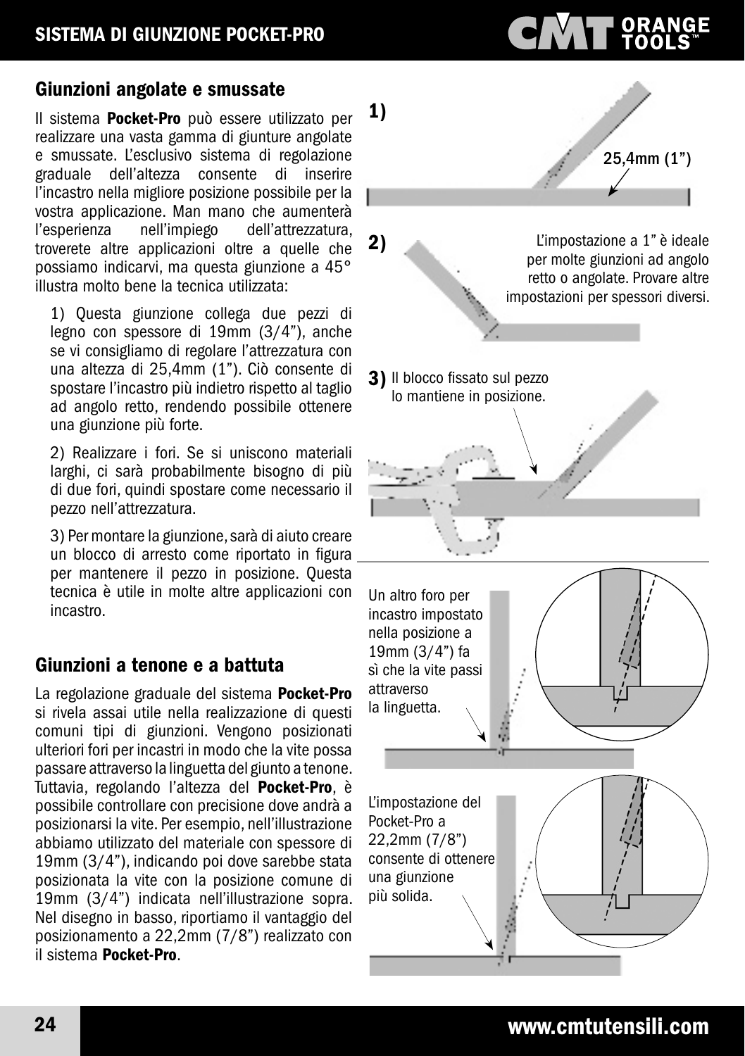## Giunzioni angolate e smussate

Il sistema **Pocket-Pro** può essere utilizzato per realizzare una vasta gamma di giunture angolate e smussate. L'esclusivo sistema di regolazione graduale dell'altezza consente di inserire l'incastro nella migliore posizione possibile per la vostra applicazione. Man mano che aumenterà l'esperienza nell'impiego dell'attrezzatura, troverete altre applicazioni oltre a quelle che possiamo indicarvi, ma questa giunzione a 45° illustra molto bene la tecnica utilizzata:

1) Questa giunzione collega due pezzi di legno con spessore di 19mm (3/4"), anche se vi consigliamo di regolare l'attrezzatura con una altezza di 25,4mm (1"). Ciò consente di spostare l'incastro più indietro rispetto al taglio ad angolo retto, rendendo possibile ottenere una giunzione più forte.

2) Realizzare i fori. Se si uniscono materiali larghi, ci sarà probabilmente bisogno di più di due fori, quindi spostare come necessario il pezzo nell'attrezzatura.

3) Per montare la giunzione, sarà di aiuto creare un blocco di arresto come riportato in figura per mantenere il pezzo in posizione. Questa tecnica è utile in molte altre applicazioni con incastro.

**1)** 25,4mm (1")

**2)** L'impostazione a 1" è ideale per molte giunzioni ad angolo retto o angolate. Provare altre impostazioni per spessori diversi.

**3)** Il blocco fissato sul pezzo lo mantiene in posizione.

## Giunzioni a tenone e a battuta

La regolazione graduale del sistema **Pocket-Pro** si rivela assai utile nella realizzazione di questi comuni tipi di giunzioni. Vengono posizionati ulteriori fori per incastri in modo che la vite possa passare attraverso la linguetta del giunto a tenone. Tuttavia, regolando l'altezza del **Pocket-Pro**, è possibile controllare con precisione dove andrà a posizionarsi la vite. Per esempio, nell'illustrazione abbiamo utilizzato del materiale con spessore di 19mm (3/4"), indicando poi dove sarebbe stata posizionata la vite con la posizione comune di 19mm (3/4") indicata nell'illustrazione sopra. Nel disegno in basso, riportiamo il vantaggio del posizionamento a 22,2mm (7/8") realizzato con il sistema **Pocket-Pro**.

Un altro foro per incastro impostato nella posizione a 19mm (3/4") fa sì che la vite passi attraverso la linguetta.

L'impostazione del Pocket-Pro a 22,2mm (7/8") consente di ottenere una giunzione più solida.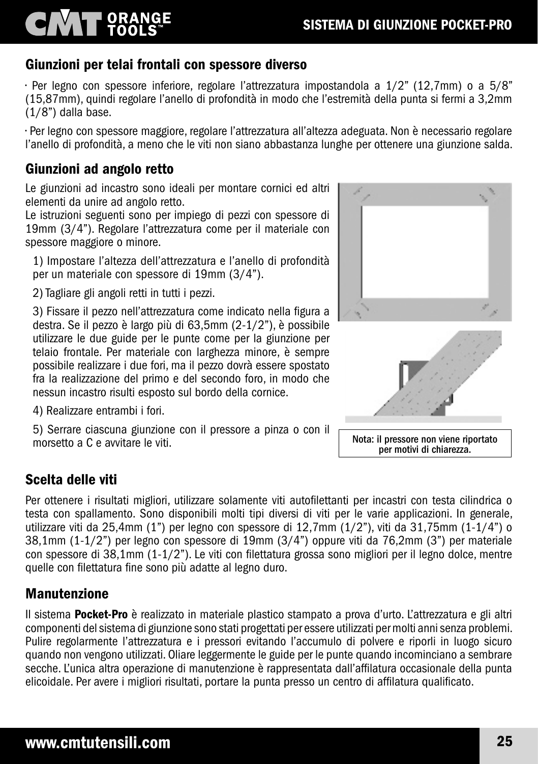## Giunzioni per telai frontali con spessore diverso

· Per legno con spessore inferiore, regolare l'attrezzatura impostandola a 1/2" (12,7mm) o a 5/8" (15,87mm), quindi regolare l'anello di profondità in modo che l'estremità della punta si fermi a 3,2mm (1/8") dalla base.

· Per legno con spessore maggiore, regolare l'attrezzatura all'altezza adeguata. Non è necessario regolare l'anello di profondità, a meno che le viti non siano abbastanza lunghe per ottenere una giunzione salda.

## Giunzioni ad angolo retto

Le giunzioni ad incastro sono ideali per montare cornici ed altri elementi da unire ad angolo retto.
Le istruzioni seguenti sono per impiego di pezzi con spessore di 19mm (3/4"). Regolare l'attrezzatura come per il materiale con spessore maggiore o minore.

1) Impostare l'altezza dell'attrezzatura e l'anello di profondità per un materiale con spessore di 19mm (3/4").

2) Tagliare gli angoli retti in tutti i pezzi.

3) Fissare il pezzo nell'attrezzatura come indicato nella figura a destra. Se il pezzo è largo più di 63,5mm (2-1/2"), è possibile utilizzare le due guide per le punte come per la giunzione per telaio frontale. Per materiale con larghezza minore, è sempre possibile realizzare i due fori, ma il pezzo dovrà essere spostato fra la realizzazione del primo e del secondo foro, in modo che nessun incastro risulti esposto sul bordo della cornice.

4) Realizzare entrambi i fori.

5) Serrare ciascuna giunzione con il pressore a pinza o con il morsetto a C e avvitare le viti.

Nota: il pressore non viene riportato per motivi di chiarezza.

## Scelta delle viti

Per ottenere i risultati migliori, utilizzare solamente viti autofilettanti per incastri con testa cilindrica o testa con spallamento. Sono disponibili molti tipi diversi di viti per le varie applicazioni. In generale, utilizzare viti da 25,4mm (1") per legno con spessore di 12,7mm (1/2"), viti da 31,75mm (1-1/4") o 38,1mm (1-1/2") per legno con spessore di 19mm (3/4") oppure viti da 76,2mm (3") per materiale con spessore di 38,1mm (1-1/2"). Le viti con filettatura grossa sono migliori per il legno dolce, mentre quelle con filettatura fine sono più adatte al legno duro.

## Manutenzione

Il sistema **Pocket-Pro** è realizzato in materiale plastico stampato a prova d'urto. L'attrezzatura e gli altri componenti del sistema di giunzione sono stati progettati per essere utilizzati per molti anni senza problemi. Pulire regolarmente l'attrezzatura e i pressori evitando l'accumulo di polvere e riporli in luogo sicuro quando non vengono utilizzati. Oliare leggermente le guide per le punte quando incominciano a sembrare secche. L'unica altra operazione di manutenzione è rappresentata dall'affilatura occasionale della punta elicoidale. Per avere i migliori risultati, portare la punta presso un centro di affilatura qualificato.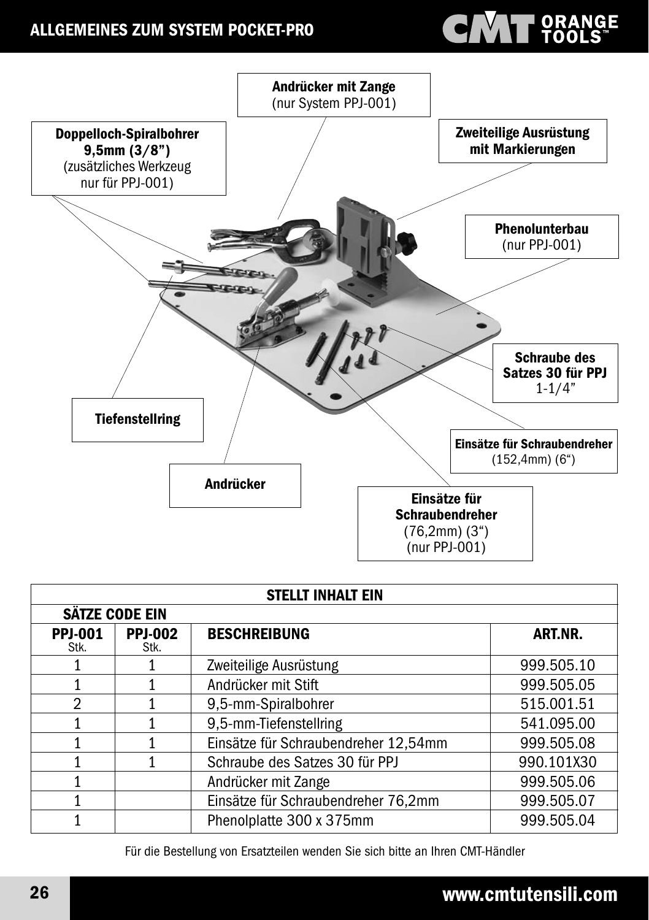# ALLGEMEINES ZUM SYSTEM POCKET-PRO

**Andrücker mit Zange**
(nur System PPJ-001)

**Doppelloch-Spiralbohrer 9,5mm (3/8”)**
(zusätzliches Werkzeug nur für PPJ-001)

**Zweiteilige Ausrüstung mit Markierungen**

**Phenolunterbau**
(nur PPJ-001)

**Schraube des Satzes 30 für PPJ**
1-1/4”

**Tiefenstellring**

**Einsätze für Schraubendreher**
(152,4mm) (6“)

**Andrücker**

**Einsätze für Schraubendreher**
(76,2mm) (3“)
(nur PPJ-001)

| STELLT INHALT EIN | | | |
|---|---|---|---|
| **SÄTZE CODE EIN** | | | |
| **PPJ-001** Stk. | **PPJ-002** Stk. | **BESCHREIBUNG** | **ART.NR.** |
| 1 | 1 | Zweiteilige Ausrüstung | 999.505.10 |
| 1 | 1 | Andrücker mit Stift | 999.505.05 |
| 2 | 1 | 9,5-mm-Spiralbohrer | 515.001.51 |
| 1 | 1 | 9,5-mm-Tiefenstellring | 541.095.00 |
| 1 | 1 | Einsätze für Schraubendreher 12,54mm | 999.505.08 |
| 1 | 1 | Schraube des Satzes 30 für PPJ | 990.101X30 |
| 1 | | Andrücker mit Zange | 999.505.06 |
| 1 | | Einsätze für Schraubendreher 76,2mm | 999.505.07 |
| 1 | | Phenolplatte 300 x 375mm | 999.505.04 |

Für die Bestellung von Ersatzteilen wenden Sie sich bitte an Ihren CMT-Händler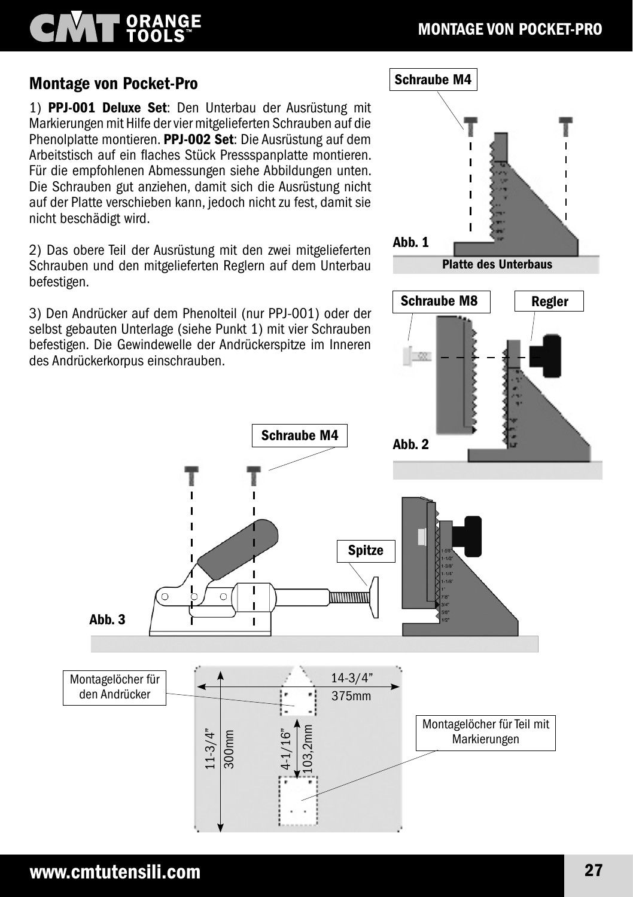## Montage von Pocket-Pro

1) **PPJ-001 Deluxe Set**: Den Unterbau der Ausrüstung mit Markierungen mit Hilfe der vier mitgelieferten Schrauben auf die Phenolplatte montieren. **PPJ-002 Set**: Die Ausrüstung auf dem Arbeitstisch auf ein flaches Stück Pressspanplatte montieren. Für die empfohlenen Abmessungen siehe Abbildungen unten. Die Schrauben gut anziehen, damit sich die Ausrüstung nicht auf der Platte verschieben kann, jedoch nicht zu fest, damit sie nicht beschädigt wird.

2) Das obere Teil der Ausrüstung mit den zwei mitgelieferten Schrauben und den mitgelieferten Reglern auf dem Unterbau befestigen.

3) Den Andrücker auf dem Phenolteil (nur PPJ-001) oder der selbst gebauten Unterlage (siehe Punkt 1) mit vier Schrauben befestigen. Die Gewindewelle der Andrückerspitze im Inneren des Andrückerkorpus einschrauben.

Schraube M4

Abb. 1

Platte des Unterbaus

Schraube M8

Regler

Abb. 2

Schraube M4

Spitze

Abb. 3

Montagelöcher für den Andrücker

14-3/4" 375mm

11-3/4" 300mm

4-1/16" 103,2mm

Montagelöcher für Teil mit Markierungen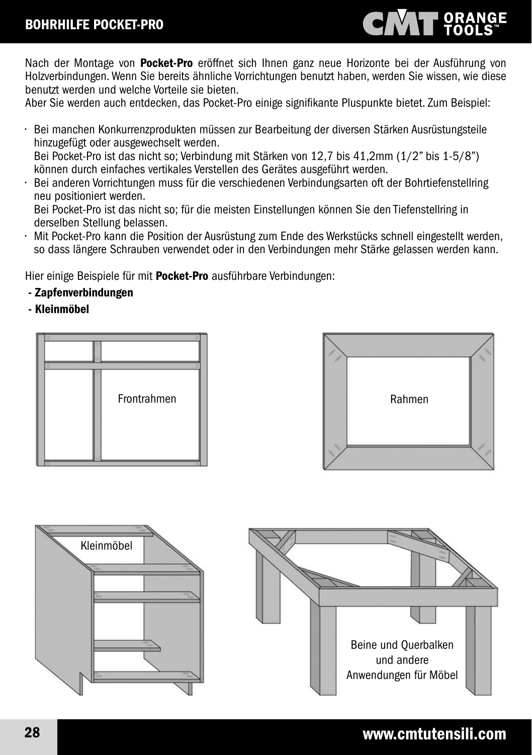Nach der Montage von **Pocket-Pro** eröffnet sich Ihnen ganz neue Horizonte bei der Ausführung von Holzverbindungen. Wenn Sie bereits ähnliche Vorrichtungen benutzt haben, werden Sie wissen, wie diese benutzt werden und welche Vorteile sie bieten.
Aber Sie werden auch entdecken, das Pocket-Pro einige signifikante Pluspunkte bietet. Zum Beispiel:

- Bei manchen Konkurrenzprodukten müssen zur Bearbeitung der diversen Stärken Ausrüstungsteile hinzugefügt oder ausgewechselt werden.
  Bei Pocket-Pro ist das nicht so; Verbindung mit Stärken von 12,7 bis 41,2mm (1/2" bis 1-5/8") können durch einfaches vertikales Verstellen des Gerätes ausgeführt werden.
- Bei anderen Vorrichtungen muss für die verschiedenen Verbindungsarten oft der Bohrtiefenstellring neu positioniert werden.
  Bei Pocket-Pro ist das nicht so; für die meisten Einstellungen können Sie den Tiefenstellring in derselben Stellung belassen.
- Mit Pocket-Pro kann die Position der Ausrüstung zum Ende des Werkstücks schnell eingestellt werden, so dass längere Schrauben verwendet oder in den Verbindungen mehr Stärke gelassen werden kann.

Hier einige Beispiele für mit **Pocket-Pro** ausführbare Verbindungen:

**- Zapfenverbindungen**

**- Kleinmöbel**

Frontrahmen

Rahmen

Kleinmöbel

Beine und Querbalken und andere Anwendungen für Möbel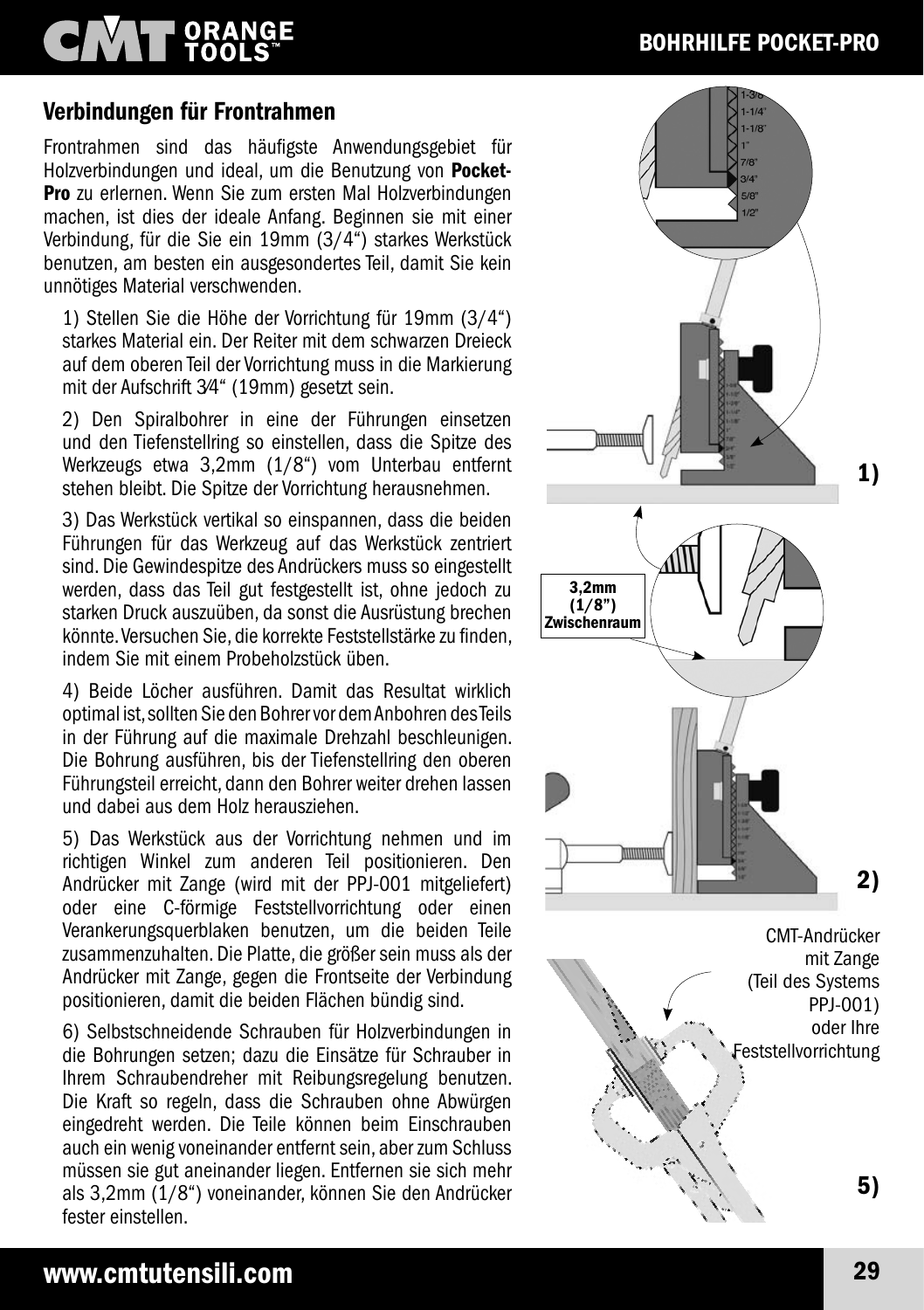## Verbindungen für Frontrahmen

Frontrahmen sind das häufigste Anwendungsgebiet für Holzverbindungen und ideal, um die Benutzung von **Pocket-Pro** zu erlernen. Wenn Sie zum ersten Mal Holzverbindungen machen, ist dies der ideale Anfang. Beginnen sie mit einer Verbindung, für die Sie ein 19mm (3/4") starkes Werkstück benutzen, am besten ein ausgesondertes Teil, damit Sie kein unnötiges Material verschwenden.

1) Stellen Sie die Höhe der Vorrichtung für 19mm (3/4") starkes Material ein. Der Reiter mit dem schwarzen Dreieck auf dem oberen Teil der Vorrichtung muss in die Markierung mit der Aufschrift 3⁄4" (19mm) gesetzt sein.

2) Den Spiralbohrer in eine der Führungen einsetzen und den Tiefenstellring so einstellen, dass die Spitze des Werkzeugs etwa 3,2mm (1/8") vom Unterbau entfernt stehen bleibt. Die Spitze der Vorrichtung herausnehmen.

3) Das Werkstück vertikal so einspannen, dass die beiden Führungen für das Werkzeug auf das Werkstück zentriert sind. Die Gewindespitze des Andrückers muss so eingestellt werden, dass das Teil gut festgestellt ist, ohne jedoch zu starken Druck auszuüben, da sonst die Ausrüstung brechen könnte. Versuchen Sie, die korrekte Feststellstärke zu finden, indem Sie mit einem Probeholzstück üben.

4) Beide Löcher ausführen. Damit das Resultat wirklich optimal ist, sollten Sie den Bohrer vor dem Anbohren des Teils in der Führung auf die maximale Drehzahl beschleunigen. Die Bohrung ausführen, bis der Tiefenstellring den oberen Führungsteil erreicht, dann den Bohrer weiter drehen lassen und dabei aus dem Holz herausziehen.

5) Das Werkstück aus der Vorrichtung nehmen und im richtigen Winkel zum anderen Teil positionieren. Den Andrücker mit Zange (wird mit der PPJ-001 mitgeliefert) oder eine C-förmige Feststellvorrichtung oder einen Verankerungsquerblaken benutzen, um die beiden Teile zusammenzuhalten. Die Platte, die größer sein muss als der Andrücker mit Zange, gegen die Frontseite der Verbindung positionieren, damit die beiden Flächen bündig sind.

6) Selbstschneidende Schrauben für Holzverbindungen in die Bohrungen setzen; dazu die Einsätze für Schrauber in Ihrem Schraubendreher mit Reibungsregelung benutzen. Die Kraft so regeln, dass die Schrauben ohne Abwürgen eingedreht werden. Die Teile können beim Einschrauben auch ein wenig voneinander entfernt sein, aber zum Schluss müssen sie gut aneinander liegen. Entfernen sie sich mehr als 3,2mm (1/8") voneinander, können Sie den Andrücker fester einstellen.

3,2mm (1/8") Zwischenraum

1)

2)

CMT-Andrücker mit Zange (Teil des Systems PPJ-001) oder Ihre Feststellvorrichtung

5)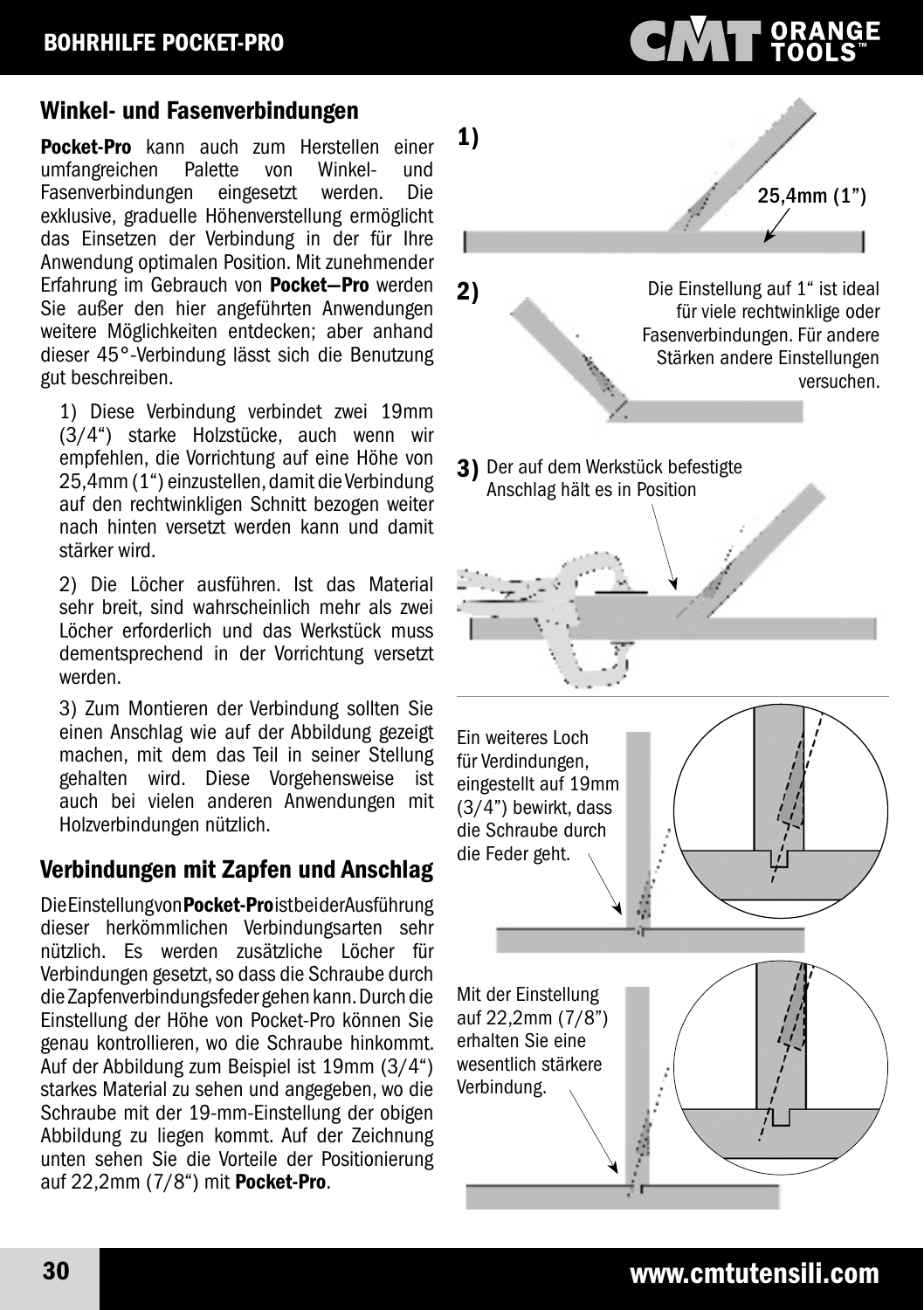## Winkel- und Fasenverbindungen

**Pocket-Pro** kann auch zum Herstellen einer umfangreichen Palette von Winkel- und Fasenverbindungen eingesetzt werden. Die exklusive, graduelle Höhenverstellung ermöglicht das Einsetzen der Verbindung in der für Ihre Anwendung optimalen Position. Mit zunehmender Erfahrung im Gebrauch von **Pocket—Pro** werden Sie außer den hier angeführten Anwendungen weitere Möglichkeiten entdecken; aber anhand dieser 45°-Verbindung lässt sich die Benutzung gut beschreiben.

1) Diese Verbindung verbindet zwei 19mm (3/4") starke Holzstücke, auch wenn wir empfehlen, die Vorrichtung auf eine Höhe von 25,4mm (1") einzustellen, damit die Verbindung auf den rechtwinkligen Schnitt bezogen weiter nach hinten versetzt werden kann und damit stärker wird.

2) Die Löcher ausführen. Ist das Material sehr breit, sind wahrscheinlich mehr als zwei Löcher erforderlich und das Werkstück muss dementsprechend in der Vorrichtung versetzt werden.

3) Zum Montieren der Verbindung sollten Sie einen Anschlag wie auf der Abbildung gezeigt machen, mit dem das Teil in seiner Stellung gehalten wird. Diese Vorgehensweise ist auch bei vielen anderen Anwendungen mit Holzverbindungen nützlich.

**1)** 25,4mm (1")

**2)** Die Einstellung auf 1" ist ideal für viele rechtwinklige oder Fasenverbindungen. Für andere Stärken andere Einstellungen versuchen.

**3)** Der auf dem Werkstück befestigte Anschlag hält es in Position

## Verbindungen mit Zapfen und Anschlag

Die Einstellung von **Pocket-Pro** ist bei der Ausführung dieser herkömmlichen Verbindungsarten sehr nützlich. Es werden zusätzliche Löcher für Verbindungen gesetzt, so dass die Schraube durch die Zapfenverbindungsfeder gehen kann. Durch die Einstellung der Höhe von Pocket-Pro können Sie genau kontrollieren, wo die Schraube hinkommt. Auf der Abbildung zum Beispiel ist 19mm (3/4") starkes Material zu sehen und angegeben, wo die Schraube mit der 19-mm-Einstellung der obigen Abbildung zu liegen kommt. Auf der Zeichnung unten sehen Sie die Vorteile der Positionierung auf 22,2mm (7/8") mit **Pocket-Pro**.

Ein weiteres Loch für Verdindungen, eingestellt auf 19mm (3/4") bewirkt, dass die Schraube durch die Feder geht.

Mit der Einstellung auf 22,2mm (7/8") erhalten Sie eine wesentlich stärkere Verbindung.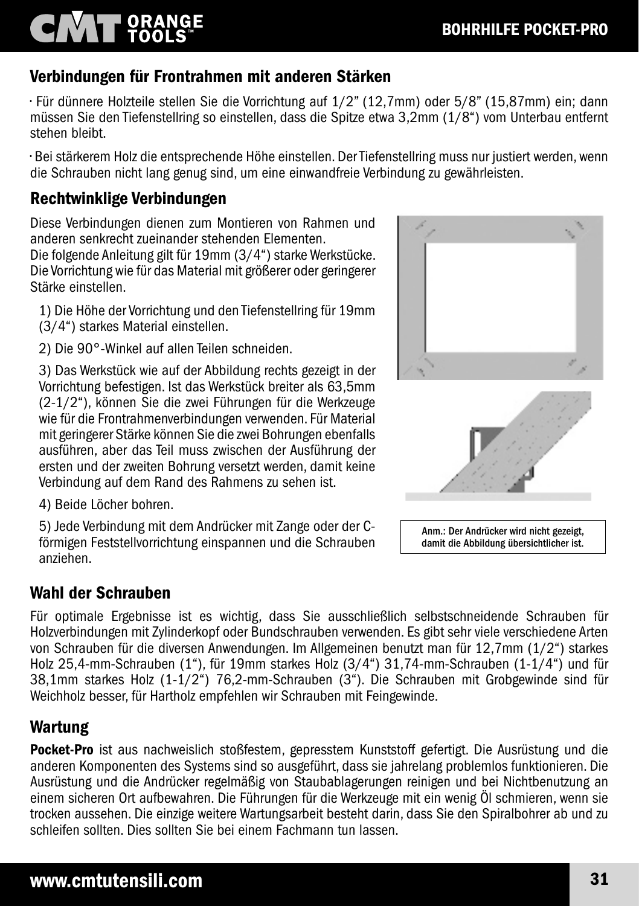## Verbindungen für Frontrahmen mit anderen Stärken

· Für dünnere Holzteile stellen Sie die Vorrichtung auf 1/2" (12,7mm) oder 5/8" (15,87mm) ein; dann müssen Sie den Tiefenstellring so einstellen, dass die Spitze etwa 3,2mm (1/8") vom Unterbau entfernt stehen bleibt.

· Bei stärkerem Holz die entsprechende Höhe einstellen. Der Tiefenstellring muss nur justiert werden, wenn die Schrauben nicht lang genug sind, um eine einwandfreie Verbindung zu gewährleisten.

## Rechtwinklige Verbindungen

Diese Verbindungen dienen zum Montieren von Rahmen und anderen senkrecht zueinander stehenden Elementen.
Die folgende Anleitung gilt für 19mm (3/4") starke Werkstücke. Die Vorrichtung wie für das Material mit größerer oder geringerer Stärke einstellen.

1) Die Höhe der Vorrichtung und den Tiefenstellring für 19mm (3/4") starkes Material einstellen.

2) Die 90°-Winkel auf allen Teilen schneiden.

3) Das Werkstück wie auf der Abbildung rechts gezeigt in der Vorrichtung befestigen. Ist das Werkstück breiter als 63,5mm (2-1/2"), können Sie die zwei Führungen für die Werkzeuge wie für die Frontrahmenverbindungen verwenden. Für Material mit geringerer Stärke können Sie die zwei Bohrungen ebenfalls ausführen, aber das Teil muss zwischen der Ausführung der ersten und der zweiten Bohrung versetzt werden, damit keine Verbindung auf dem Rand des Rahmens zu sehen ist.

4) Beide Löcher bohren.

5) Jede Verbindung mit dem Andrücker mit Zange oder der C-förmigen Feststellvorrichtung einspannen und die Schrauben anziehen.

Anm.: Der Andrücker wird nicht gezeigt, damit die Abbildung übersichtlicher ist.

## Wahl der Schrauben

Für optimale Ergebnisse ist es wichtig, dass Sie ausschließlich selbstschneidende Schrauben für Holzverbindungen mit Zylinderkopf oder Bundschrauben verwenden. Es gibt sehr viele verschiedene Arten von Schrauben für die diversen Anwendungen. Im Allgemeinen benutzt man für 12,7mm (1/2") starkes Holz 25,4-mm-Schrauben (1"), für 19mm starkes Holz (3/4") 31,74-mm-Schrauben (1-1/4") und für 38,1mm starkes Holz (1-1/2") 76,2-mm-Schrauben (3"). Die Schrauben mit Grobgewinde sind für Weichholz besser, für Hartholz empfehlen wir Schrauben mit Feingewinde.

## Wartung

**Pocket-Pro** ist aus nachweislich stoßfestem, gepresstem Kunststoff gefertigt. Die Ausrüstung und die anderen Komponenten des Systems sind so ausgeführt, dass sie jahrelang problemlos funktionieren. Die Ausrüstung und die Andrücker regelmäßig von Staubablagerungen reinigen und bei Nichtbenutzung an einem sicheren Ort aufbewahren. Die Führungen für die Werkzeuge mit ein wenig Öl schmieren, wenn sie trocken aussehen. Die einzige weitere Wartungsarbeit besteht darin, dass Sie den Spiralbohrer ab und zu schleifen sollten. Dies sollten Sie bei einem Fachmann tun lassen.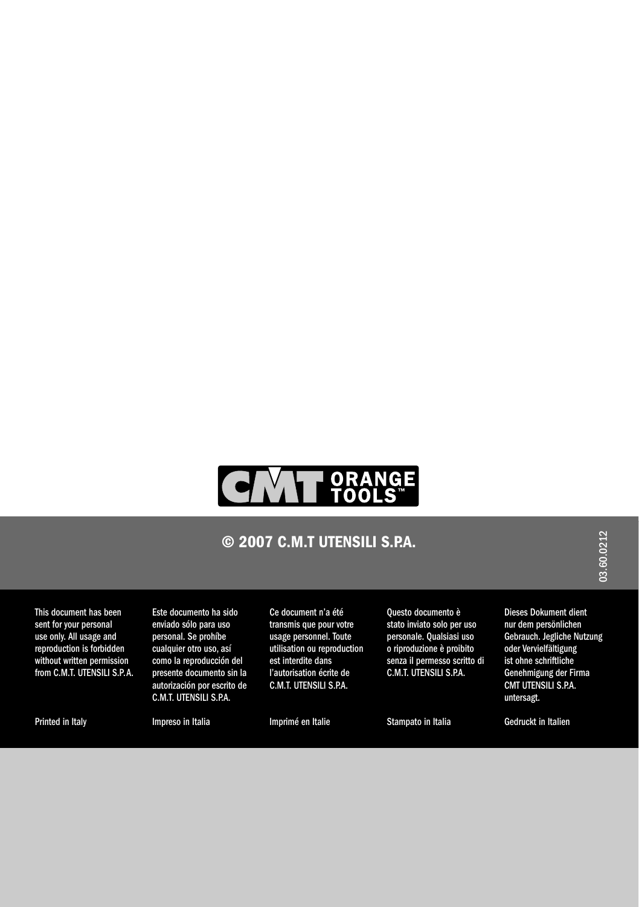CMT ORANGE TOOLS™

# © 2007 C.M.T UTENSILI S.P.A.

03.60.0212

This document has been sent for your personal use only. All usage and reproduction is forbidden without written permission from C.M.T. UTENSILI S.P.A.

Printed in Italy

Este documento ha sido enviado sólo para uso personal. Se prohíbe cualquier otro uso, así como la reproducción del presente documento sin la autorización por escrito de C.M.T. UTENSILI S.P.A.

Impreso in Italia

Ce document n'a été transmis que pour votre usage personnel. Toute utilisation ou reproduction est interdite dans l'autorisation écrite de C.M.T. UTENSILI S.P.A.

Imprimé en Italie

Questo documento è stato inviato solo per uso personale. Qualsiasi uso o riproduzione è proibito senza il permesso scritto di C.M.T. UTENSILI S.P.A.

Stampato in Italia

Dieses Dokument dient nur dem persönlichen Gebrauch. Jegliche Nutzung oder Vervielfältigung ist ohne schriftliche Genehmigung der Firma CMT UTENSILI S.P.A. untersagt.

Gedruckt in Italien